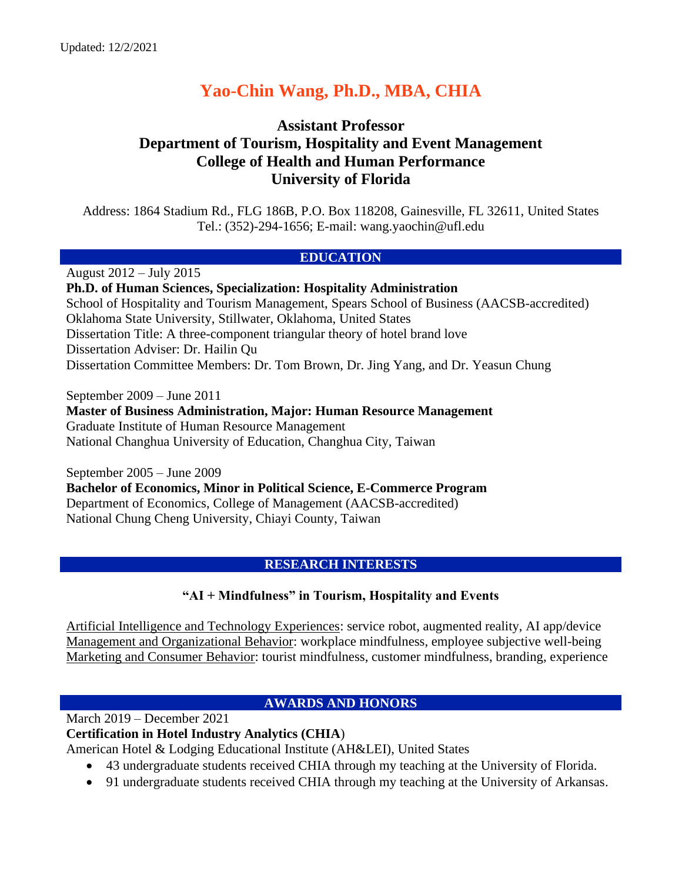Updated: 12/2/2021

# Yao-Chin Wang, Ph.D., MBA, CHIA

**Assistant Professor**
**Department of Tourism, Hospitality and Event Management**
**College of Health and Human Performance**
**University of Florida**

Address: 1864 Stadium Rd., FLG 186B, P.O. Box 118208, Gainesville, FL 32611, United States
Tel.: (352)-294-1656; E-mail: wang.yaochin@ufl.edu

## EDUCATION

August 2012 – July 2015
**Ph.D. of Human Sciences, Specialization: Hospitality Administration**
School of Hospitality and Tourism Management, Spears School of Business (AACSB-accredited)
Oklahoma State University, Stillwater, Oklahoma, United States
Dissertation Title: A three-component triangular theory of hotel brand love
Dissertation Adviser: Dr. Hailin Qu
Dissertation Committee Members: Dr. Tom Brown, Dr. Jing Yang, and Dr. Yeasun Chung

September 2009 – June 2011
**Master of Business Administration, Major: Human Resource Management**
Graduate Institute of Human Resource Management
National Changhua University of Education, Changhua City, Taiwan

September 2005 – June 2009
**Bachelor of Economics, Minor in Political Science, E-Commerce Program**
Department of Economics, College of Management (AACSB-accredited)
National Chung Cheng University, Chiayi County, Taiwan

## RESEARCH INTERESTS

**"AI + Mindfulness" in Tourism, Hospitality and Events**

Artificial Intelligence and Technology Experiences: service robot, augmented reality, AI app/device
Management and Organizational Behavior: workplace mindfulness, employee subjective well-being
Marketing and Consumer Behavior: tourist mindfulness, customer mindfulness, branding, experience

## AWARDS AND HONORS

March 2019 – December 2021
**Certification in Hotel Industry Analytics (CHIA)**
American Hotel & Lodging Educational Institute (AH&LEI), United States

- 43 undergraduate students received CHIA through my teaching at the University of Florida.
- 91 undergraduate students received CHIA through my teaching at the University of Arkansas.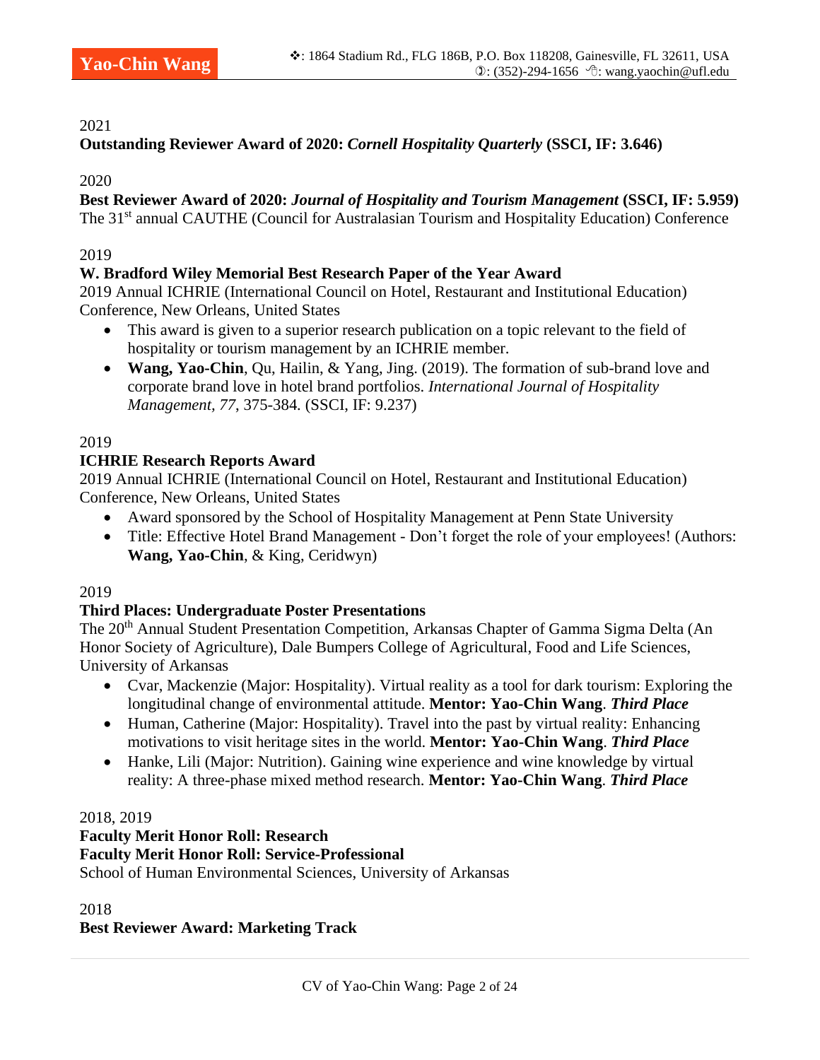2021

**Outstanding Reviewer Award of 2020: *Cornell Hospitality Quarterly* (SSCI, IF: 3.646)**

2020

**Best Reviewer Award of 2020: *Journal of Hospitality and Tourism Management* (SSCI, IF: 5.959)**
The 31st annual CAUTHE (Council for Australasian Tourism and Hospitality Education) Conference

2019

**W. Bradford Wiley Memorial Best Research Paper of the Year Award**
2019 Annual ICHRIE (International Council on Hotel, Restaurant and Institutional Education) Conference, New Orleans, United States

- This award is given to a superior research publication on a topic relevant to the field of hospitality or tourism management by an ICHRIE member.
- **Wang, Yao-Chin**, Qu, Hailin, & Yang, Jing. (2019). The formation of sub-brand love and corporate brand love in hotel brand portfolios. *International Journal of Hospitality Management, 77*, 375-384. (SSCI, IF: 9.237)

2019

**ICHRIE Research Reports Award**
2019 Annual ICHRIE (International Council on Hotel, Restaurant and Institutional Education) Conference, New Orleans, United States

- Award sponsored by the School of Hospitality Management at Penn State University
- Title: Effective Hotel Brand Management - Don't forget the role of your employees! (Authors: **Wang, Yao-Chin**, & King, Ceridwyn)

2019

**Third Places: Undergraduate Poster Presentations**
The 20th Annual Student Presentation Competition, Arkansas Chapter of Gamma Sigma Delta (An Honor Society of Agriculture), Dale Bumpers College of Agricultural, Food and Life Sciences, University of Arkansas

- Cvar, Mackenzie (Major: Hospitality). Virtual reality as a tool for dark tourism: Exploring the longitudinal change of environmental attitude. **Mentor: Yao-Chin Wang**. ***Third Place***
- Human, Catherine (Major: Hospitality). Travel into the past by virtual reality: Enhancing motivations to visit heritage sites in the world. **Mentor: Yao-Chin Wang**. ***Third Place***
- Hanke, Lili (Major: Nutrition). Gaining wine experience and wine knowledge by virtual reality: A three-phase mixed method research. **Mentor: Yao-Chin Wang**. ***Third Place***

2018, 2019

**Faculty Merit Honor Roll: Research**
**Faculty Merit Honor Roll: Service-Professional**
School of Human Environmental Sciences, University of Arkansas

2018

**Best Reviewer Award: Marketing Track**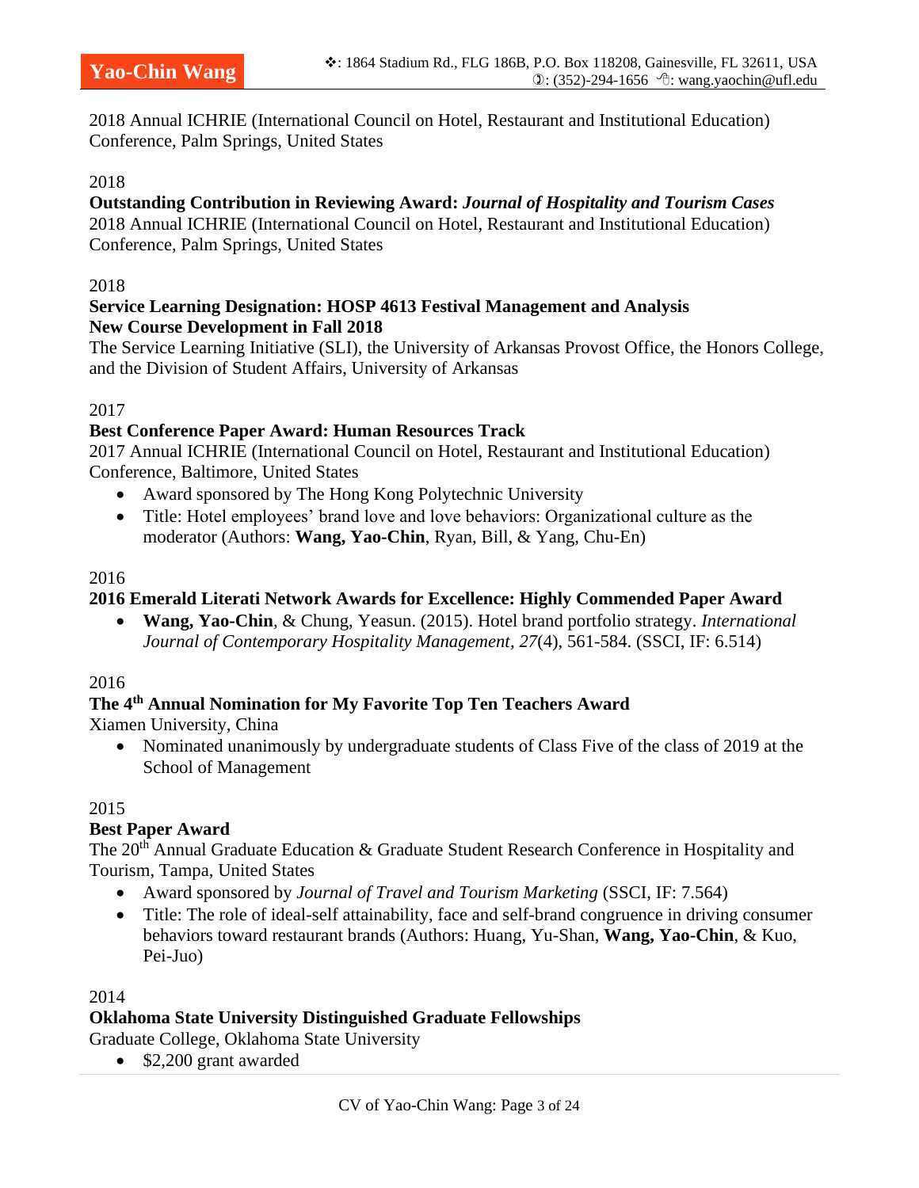2018 Annual ICHRIE (International Council on Hotel, Restaurant and Institutional Education) Conference, Palm Springs, United States

2018

**Outstanding Contribution in Reviewing Award: *Journal of Hospitality and Tourism Cases***
2018 Annual ICHRIE (International Council on Hotel, Restaurant and Institutional Education) Conference, Palm Springs, United States

2018

**Service Learning Designation: HOSP 4613 Festival Management and Analysis**
**New Course Development in Fall 2018**
The Service Learning Initiative (SLI), the University of Arkansas Provost Office, the Honors College, and the Division of Student Affairs, University of Arkansas

2017

**Best Conference Paper Award: Human Resources Track**
2017 Annual ICHRIE (International Council on Hotel, Restaurant and Institutional Education) Conference, Baltimore, United States

- Award sponsored by The Hong Kong Polytechnic University
- Title: Hotel employees' brand love and love behaviors: Organizational culture as the moderator (Authors: **Wang, Yao-Chin**, Ryan, Bill, & Yang, Chu-En)

2016

**2016 Emerald Literati Network Awards for Excellence: Highly Commended Paper Award**

- **Wang, Yao-Chin**, & Chung, Yeasun. (2015). Hotel brand portfolio strategy. *International Journal of Contemporary Hospitality Management, 27*(4), 561-584. (SSCI, IF: 6.514)

2016

**The 4th Annual Nomination for My Favorite Top Ten Teachers Award**
Xiamen University, China

- Nominated unanimously by undergraduate students of Class Five of the class of 2019 at the School of Management

2015

**Best Paper Award**
The 20th Annual Graduate Education & Graduate Student Research Conference in Hospitality and Tourism, Tampa, United States

- Award sponsored by *Journal of Travel and Tourism Marketing* (SSCI, IF: 7.564)
- Title: The role of ideal-self attainability, face and self-brand congruence in driving consumer behaviors toward restaurant brands (Authors: Huang, Yu-Shan, **Wang, Yao-Chin**, & Kuo, Pei-Juo)

2014

**Oklahoma State University Distinguished Graduate Fellowships**
Graduate College, Oklahoma State University

- $2,200 grant awarded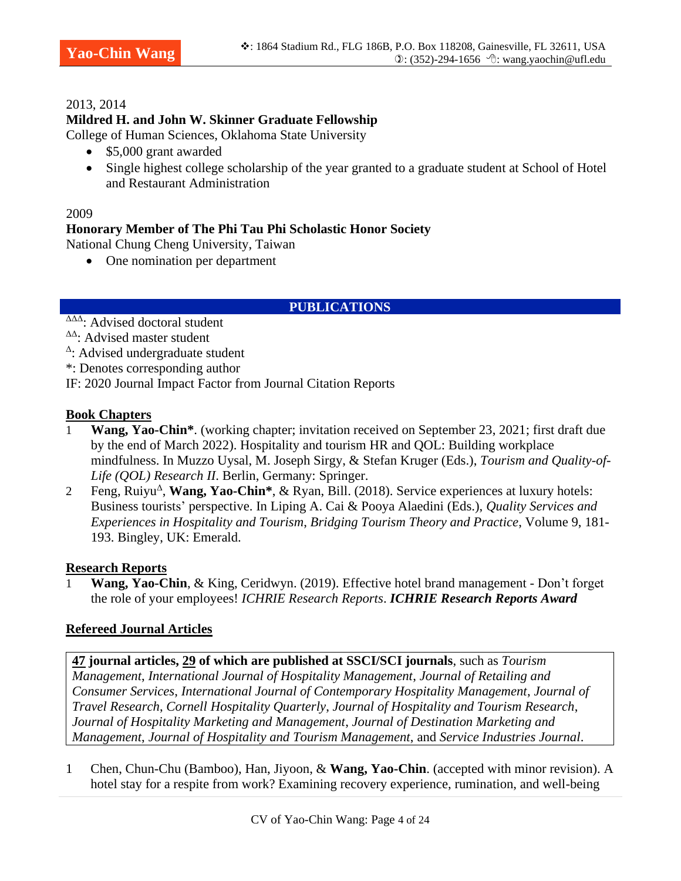2013, 2014

**Mildred H. and John W. Skinner Graduate Fellowship**

College of Human Sciences, Oklahoma State University

- $5,000 grant awarded
- Single highest college scholarship of the year granted to a graduate student at School of Hotel and Restaurant Administration

2009

**Honorary Member of The Phi Tau Phi Scholastic Honor Society**

National Chung Cheng University, Taiwan

- One nomination per department

## PUBLICATIONS

ΔΔΔ: Advised doctoral student
ΔΔ: Advised master student
Δ: Advised undergraduate student
*: Denotes corresponding author
IF: 2020 Journal Impact Factor from Journal Citation Reports

### Book Chapters

1. **Wang, Yao-Chin***. (working chapter; invitation received on September 23, 2021; first draft due by the end of March 2022). Hospitality and tourism HR and QOL: Building workplace mindfulness. In Muzzo Uysal, M. Joseph Sirgy, & Stefan Kruger (Eds.), *Tourism and Quality-of-Life (QOL) Research II*. Berlin, Germany: Springer.
2. Feng, RuiyuΔ, **Wang, Yao-Chin***, & Ryan, Bill. (2018). Service experiences at luxury hotels: Business tourists' perspective. In Liping A. Cai & Pooya Alaedini (Eds.), *Quality Services and Experiences in Hospitality and Tourism, Bridging Tourism Theory and Practice*, Volume 9, 181-193. Bingley, UK: Emerald.

### Research Reports

1. **Wang, Yao-Chin**, & King, Ceridwyn. (2019). Effective hotel brand management - Don't forget the role of your employees! *ICHRIE Research Reports*. ***ICHRIE Research Reports Award***

### Refereed Journal Articles

> **47 journal articles, 29 of which are published at SSCI/SCI journals**, such as *Tourism Management*, *International Journal of Hospitality Management*, *Journal of Retailing and Consumer Services*, *International Journal of Contemporary Hospitality Management*, *Journal of Travel Research*, *Cornell Hospitality Quarterly*, *Journal of Hospitality and Tourism Research*, *Journal of Hospitality Marketing and Management*, *Journal of Destination Marketing and Management*, *Journal of Hospitality and Tourism Management*, and *Service Industries Journal*.

1. Chen, Chun-Chu (Bamboo), Han, Jiyoon, & **Wang, Yao-Chin**. (accepted with minor revision). A hotel stay for a respite from work? Examining recovery experience, rumination, and well-being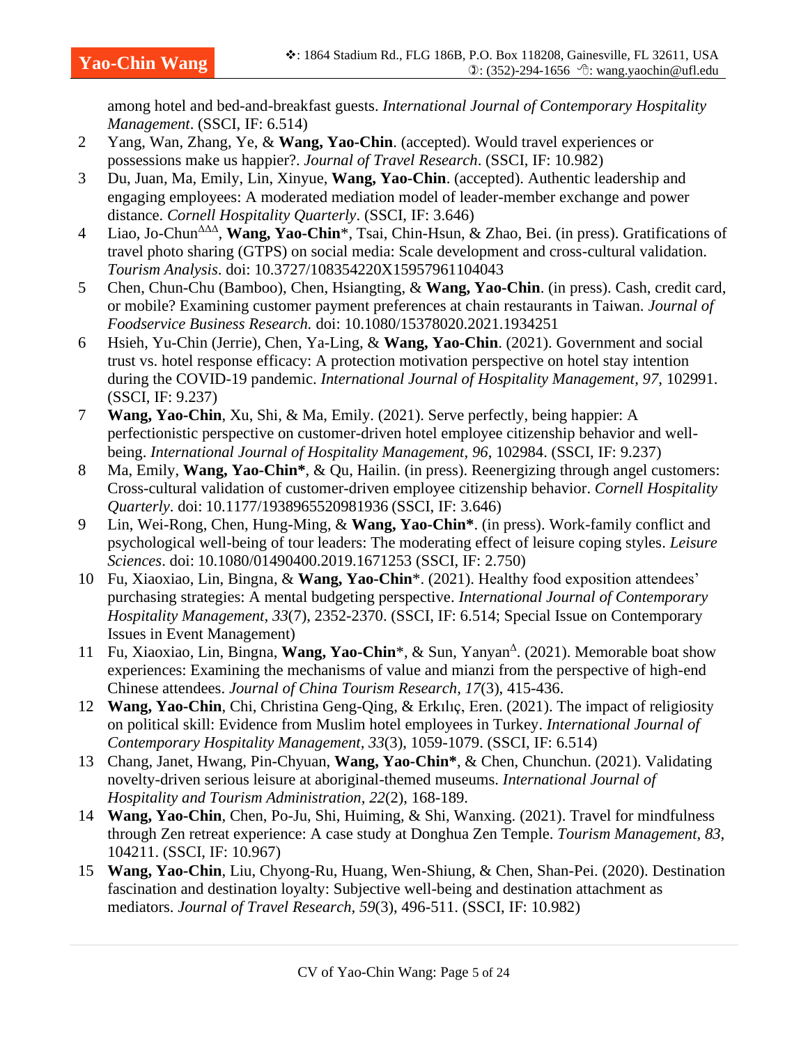among hotel and bed-and-breakfast guests. *International Journal of Contemporary Hospitality Management*. (SSCI, IF: 6.514)

2 Yang, Wan, Zhang, Ye, & **Wang, Yao-Chin**. (accepted). Would travel experiences or possessions make us happier?. *Journal of Travel Research*. (SSCI, IF: 10.982)

3 Du, Juan, Ma, Emily, Lin, Xinyue, **Wang, Yao-Chin**. (accepted). Authentic leadership and engaging employees: A moderated mediation model of leader-member exchange and power distance. *Cornell Hospitality Quarterly*. (SSCI, IF: 3.646)

4 Liao, Jo-Chun[ΔΔΔ], **Wang, Yao-Chin**\*, Tsai, Chin-Hsun, & Zhao, Bei. (in press). Gratifications of travel photo sharing (GTPS) on social media: Scale development and cross-cultural validation. *Tourism Analysis*. doi: 10.3727/108354220X15957961104043

5 Chen, Chun-Chu (Bamboo), Chen, Hsiangting, & **Wang, Yao-Chin**. (in press). Cash, credit card, or mobile? Examining customer payment preferences at chain restaurants in Taiwan. *Journal of Foodservice Business Research.* doi: 10.1080/15378020.2021.1934251

6 Hsieh, Yu-Chin (Jerrie), Chen, Ya-Ling, & **Wang, Yao-Chin**. (2021). Government and social trust vs. hotel response efficacy: A protection motivation perspective on hotel stay intention during the COVID-19 pandemic. *International Journal of Hospitality Management, 97*, 102991. (SSCI, IF: 9.237)

7 **Wang, Yao-Chin**, Xu, Shi, & Ma, Emily. (2021). Serve perfectly, being happier: A perfectionistic perspective on customer-driven hotel employee citizenship behavior and well-being. *International Journal of Hospitality Management*, *96*, 102984. (SSCI, IF: 9.237)

8 Ma, Emily, **Wang, Yao-Chin\***, & Qu, Hailin. (in press). Reenergizing through angel customers: Cross-cultural validation of customer-driven employee citizenship behavior. *Cornell Hospitality Quarterly*. doi: 10.1177/1938965520981936 (SSCI, IF: 3.646)

9 Lin, Wei-Rong, Chen, Hung-Ming, & **Wang, Yao-Chin\***. (in press). Work-family conflict and psychological well-being of tour leaders: The moderating effect of leisure coping styles. *Leisure Sciences*. doi: 10.1080/01490400.2019.1671253 (SSCI, IF: 2.750)

10 Fu, Xiaoxiao, Lin, Bingna, & **Wang, Yao-Chin**\*. (2021). Healthy food exposition attendees' purchasing strategies: A mental budgeting perspective. *International Journal of Contemporary Hospitality Management*, *33*(7), 2352-2370. (SSCI, IF: 6.514; Special Issue on Contemporary Issues in Event Management)

11 Fu, Xiaoxiao, Lin, Bingna, **Wang, Yao-Chin**\*, & Sun, Yanyan[Δ]. (2021). Memorable boat show experiences: Examining the mechanisms of value and mianzi from the perspective of high-end Chinese attendees. *Journal of China Tourism Research, 17*(3), 415-436.

12 **Wang, Yao-Chin**, Chi, Christina Geng-Qing, & Erkılıç, Eren. (2021). The impact of religiosity on political skill: Evidence from Muslim hotel employees in Turkey. *International Journal of Contemporary Hospitality Management*, *33*(3), 1059-1079. (SSCI, IF: 6.514)

13 Chang, Janet, Hwang, Pin-Chyuan, **Wang, Yao-Chin\***, & Chen, Chunchun. (2021). Validating novelty-driven serious leisure at aboriginal-themed museums. *International Journal of Hospitality and Tourism Administration*, *22*(2), 168-189.

14 **Wang, Yao-Chin**, Chen, Po-Ju, Shi, Huiming, & Shi, Wanxing. (2021). Travel for mindfulness through Zen retreat experience: A case study at Donghua Zen Temple. *Tourism Management, 83*, 104211. (SSCI, IF: 10.967)

15 **Wang, Yao-Chin**, Liu, Chyong-Ru, Huang, Wen-Shiung, & Chen, Shan-Pei. (2020). Destination fascination and destination loyalty: Subjective well-being and destination attachment as mediators. *Journal of Travel Research, 59*(3), 496-511. (SSCI, IF: 10.982)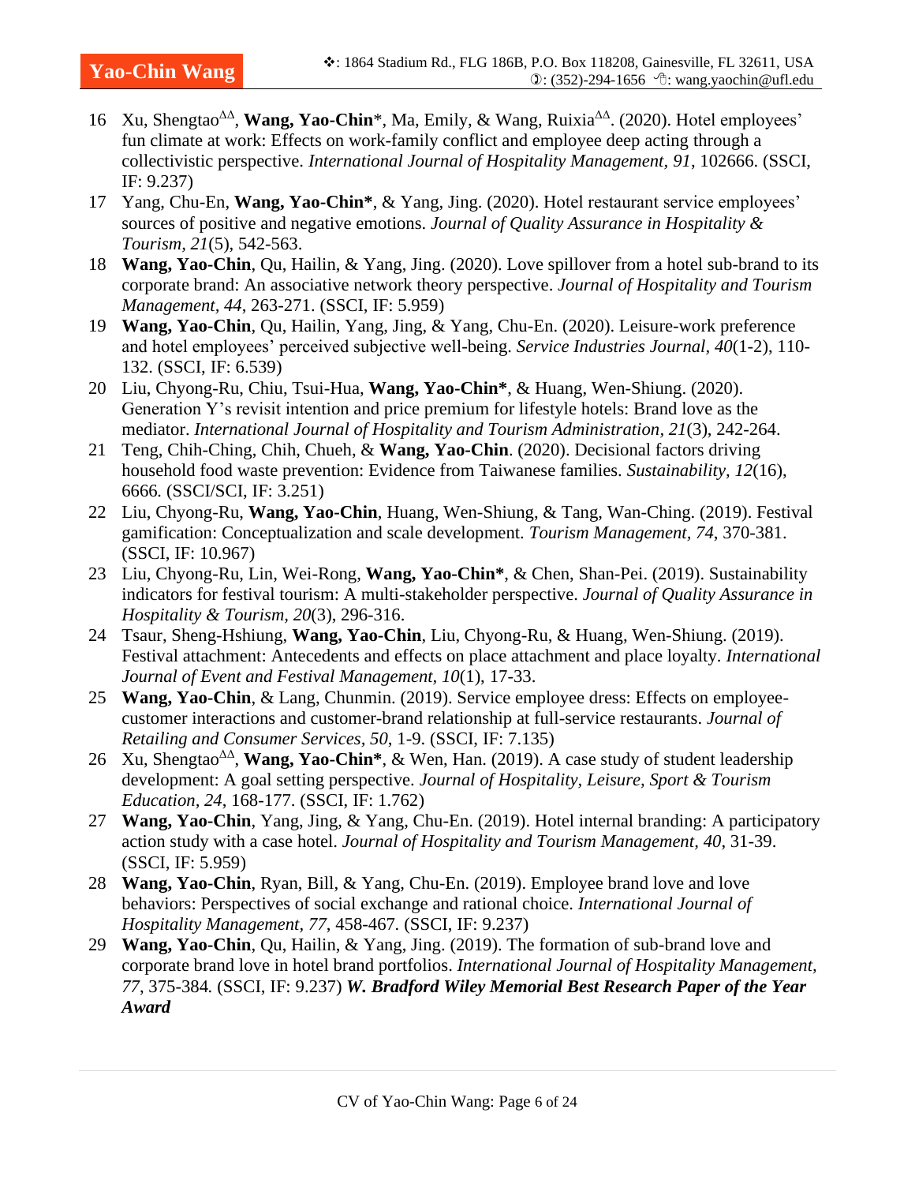16. Xu, Shengtao[ΔΔ], **Wang, Yao-Chin***, Ma, Emily, & Wang, Ruixia[ΔΔ]. (2020). Hotel employees' fun climate at work: Effects on work-family conflict and employee deep acting through a collectivistic perspective. *International Journal of Hospitality Management*, *91*, 102666. (SSCI, IF: 9.237)
17. Yang, Chu-En, **Wang, Yao-Chin***, & Yang, Jing. (2020). Hotel restaurant service employees' sources of positive and negative emotions. *Journal of Quality Assurance in Hospitality & Tourism*, *21*(5), 542-563.
18. **Wang, Yao-Chin**, Qu, Hailin, & Yang, Jing. (2020). Love spillover from a hotel sub-brand to its corporate brand: An associative network theory perspective. *Journal of Hospitality and Tourism Management*, *44*, 263-271. (SSCI, IF: 5.959)
19. **Wang, Yao-Chin**, Qu, Hailin, Yang, Jing, & Yang, Chu-En. (2020). Leisure-work preference and hotel employees' perceived subjective well-being. *Service Industries Journal*, *40*(1-2), 110-132. (SSCI, IF: 6.539)
20. Liu, Chyong-Ru, Chiu, Tsui-Hua, **Wang, Yao-Chin***, & Huang, Wen-Shiung. (2020). Generation Y's revisit intention and price premium for lifestyle hotels: Brand love as the mediator. *International Journal of Hospitality and Tourism Administration*, *21*(3), 242-264.
21. Teng, Chih-Ching, Chih, Chueh, & **Wang, Yao-Chin**. (2020). Decisional factors driving household food waste prevention: Evidence from Taiwanese families. *Sustainability*, *12*(16), 6666. (SSCI/SCI, IF: 3.251)
22. Liu, Chyong-Ru, **Wang, Yao-Chin**, Huang, Wen-Shiung, & Tang, Wan-Ching. (2019). Festival gamification: Conceptualization and scale development. *Tourism Management*, *74*, 370-381. (SSCI, IF: 10.967)
23. Liu, Chyong-Ru, Lin, Wei-Rong, **Wang, Yao-Chin***, & Chen, Shan-Pei. (2019). Sustainability indicators for festival tourism: A multi-stakeholder perspective. *Journal of Quality Assurance in Hospitality & Tourism*, *20*(3), 296-316.
24. Tsaur, Sheng-Hshiung, **Wang, Yao-Chin**, Liu, Chyong-Ru, & Huang, Wen-Shiung. (2019). Festival attachment: Antecedents and effects on place attachment and place loyalty. *International Journal of Event and Festival Management*, *10*(1), 17-33.
25. **Wang, Yao-Chin**, & Lang, Chunmin. (2019). Service employee dress: Effects on employee-customer interactions and customer-brand relationship at full-service restaurants. *Journal of Retailing and Consumer Services*, *50*, 1-9. (SSCI, IF: 7.135)
26. Xu, Shengtao[ΔΔ], **Wang, Yao-Chin***, & Wen, Han. (2019). A case study of student leadership development: A goal setting perspective. *Journal of Hospitality, Leisure, Sport & Tourism Education*, *24*, 168-177. (SSCI, IF: 1.762)
27. **Wang, Yao-Chin**, Yang, Jing, & Yang, Chu-En. (2019). Hotel internal branding: A participatory action study with a case hotel. *Journal of Hospitality and Tourism Management*, *40*, 31-39. (SSCI, IF: 5.959)
28. **Wang, Yao-Chin**, Ryan, Bill, & Yang, Chu-En. (2019). Employee brand love and love behaviors: Perspectives of social exchange and rational choice. *International Journal of Hospitality Management*, *77*, 458-467. (SSCI, IF: 9.237)
29. **Wang, Yao-Chin**, Qu, Hailin, & Yang, Jing. (2019). The formation of sub-brand love and corporate brand love in hotel brand portfolios. *International Journal of Hospitality Management*, *77*, 375-384. (SSCI, IF: 9.237) ***W. Bradford Wiley Memorial Best Research Paper of the Year Award***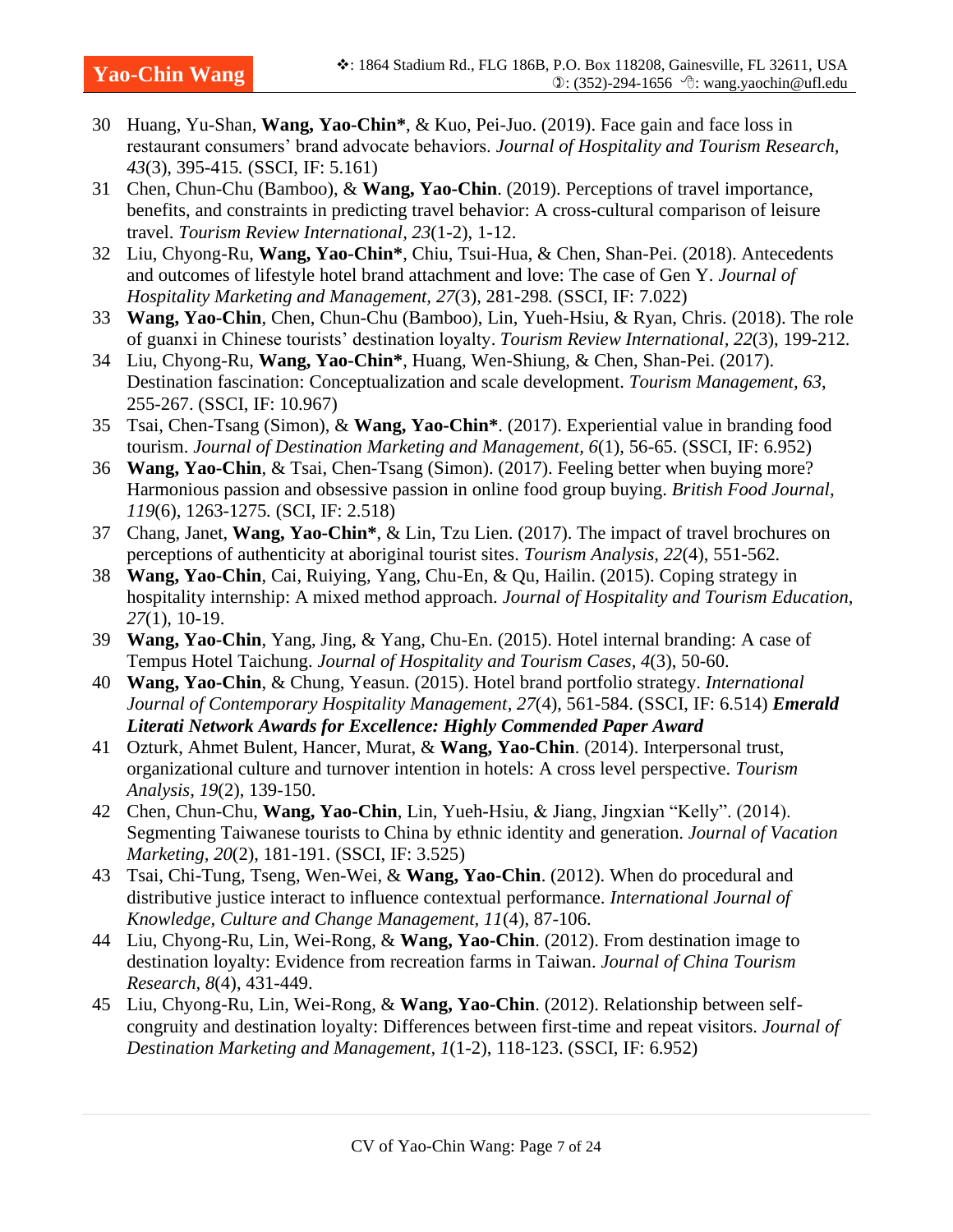30 Huang, Yu-Shan, **Wang, Yao-Chin***, & Kuo, Pei-Juo. (2019). Face gain and face loss in restaurant consumers' brand advocate behaviors. *Journal of Hospitality and Tourism Research, 43*(3), 395-415. (SSCI, IF: 5.161)

31 Chen, Chun-Chu (Bamboo), & **Wang, Yao-Chin**. (2019). Perceptions of travel importance, benefits, and constraints in predicting travel behavior: A cross-cultural comparison of leisure travel. *Tourism Review International, 23*(1-2), 1-12.

32 Liu, Chyong-Ru, **Wang, Yao-Chin***, Chiu, Tsui-Hua, & Chen, Shan-Pei. (2018). Antecedents and outcomes of lifestyle hotel brand attachment and love: The case of Gen Y. *Journal of Hospitality Marketing and Management, 27*(3), 281-298. (SSCI, IF: 7.022)

33 **Wang, Yao-Chin**, Chen, Chun-Chu (Bamboo), Lin, Yueh-Hsiu, & Ryan, Chris. (2018). The role of guanxi in Chinese tourists' destination loyalty. *Tourism Review International, 22*(3), 199-212.

34 Liu, Chyong-Ru, **Wang, Yao-Chin***, Huang, Wen-Shiung, & Chen, Shan-Pei. (2017). Destination fascination: Conceptualization and scale development. *Tourism Management, 63*, 255-267. (SSCI, IF: 10.967)

35 Tsai, Chen-Tsang (Simon), & **Wang, Yao-Chin***. (2017). Experiential value in branding food tourism. *Journal of Destination Marketing and Management, 6*(1), 56-65. (SSCI, IF: 6.952)

36 **Wang, Yao-Chin**, & Tsai, Chen-Tsang (Simon). (2017). Feeling better when buying more? Harmonious passion and obsessive passion in online food group buying. *British Food Journal, 119*(6), 1263-1275. (SCI, IF: 2.518)

37 Chang, Janet, **Wang, Yao-Chin***, & Lin, Tzu Lien. (2017). The impact of travel brochures on perceptions of authenticity at aboriginal tourist sites. *Tourism Analysis, 22*(4), 551-562.

38 **Wang, Yao-Chin**, Cai, Ruiying, Yang, Chu-En, & Qu, Hailin. (2015). Coping strategy in hospitality internship: A mixed method approach. *Journal of Hospitality and Tourism Education, 27*(1), 10-19.

39 **Wang, Yao-Chin**, Yang, Jing, & Yang, Chu-En. (2015). Hotel internal branding: A case of Tempus Hotel Taichung. *Journal of Hospitality and Tourism Cases, 4*(3), 50-60.

40 **Wang, Yao-Chin**, & Chung, Yeasun. (2015). Hotel brand portfolio strategy. *International Journal of Contemporary Hospitality Management, 27*(4), 561-584. (SSCI, IF: 6.514) ***Emerald Literati Network Awards for Excellence: Highly Commended Paper Award***

41 Ozturk, Ahmet Bulent, Hancer, Murat, & **Wang, Yao-Chin**. (2014). Interpersonal trust, organizational culture and turnover intention in hotels: A cross level perspective. *Tourism Analysis, 19*(2), 139-150.

42 Chen, Chun-Chu, **Wang, Yao-Chin**, Lin, Yueh-Hsiu, & Jiang, Jingxian "Kelly". (2014). Segmenting Taiwanese tourists to China by ethnic identity and generation. *Journal of Vacation Marketing, 20*(2), 181-191. (SSCI, IF: 3.525)

43 Tsai, Chi-Tung, Tseng, Wen-Wei, & **Wang, Yao-Chin**. (2012). When do procedural and distributive justice interact to influence contextual performance. *International Journal of Knowledge, Culture and Change Management, 11*(4), 87-106.

44 Liu, Chyong-Ru, Lin, Wei-Rong, & **Wang, Yao-Chin**. (2012). From destination image to destination loyalty: Evidence from recreation farms in Taiwan. *Journal of China Tourism Research, 8*(4), 431-449.

45 Liu, Chyong-Ru, Lin, Wei-Rong, & **Wang, Yao-Chin**. (2012). Relationship between self-congruity and destination loyalty: Differences between first-time and repeat visitors. *Journal of Destination Marketing and Management, 1*(1-2), 118-123. (SSCI, IF: 6.952)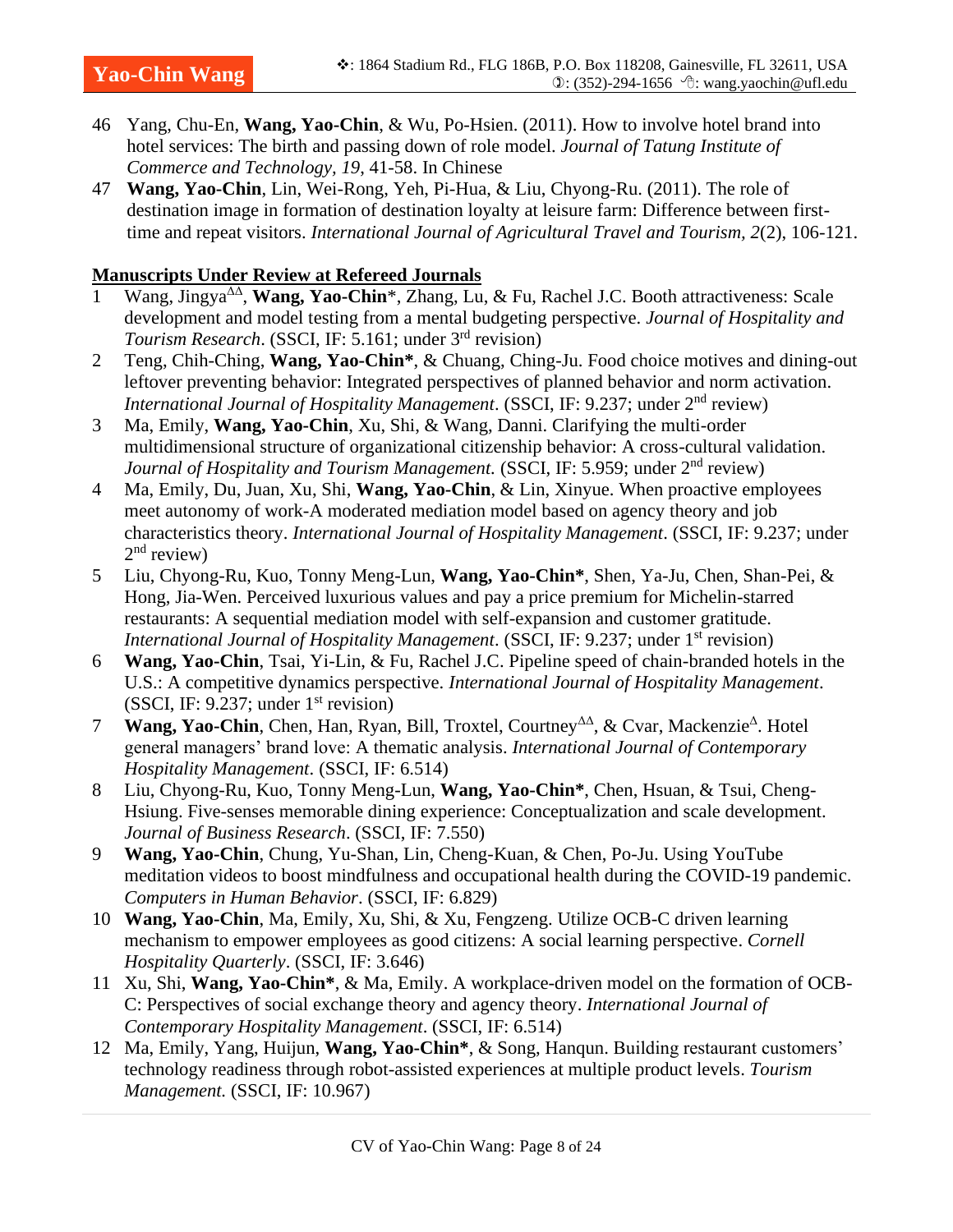46 Yang, Chu-En, **Wang, Yao-Chin**, & Wu, Po-Hsien. (2011). How to involve hotel brand into hotel services: The birth and passing down of role model. *Journal of Tatung Institute of Commerce and Technology, 19*, 41-58. In Chinese

47 **Wang, Yao-Chin**, Lin, Wei-Rong, Yeh, Pi-Hua, & Liu, Chyong-Ru. (2011). The role of destination image in formation of destination loyalty at leisure farm: Difference between first-time and repeat visitors. *International Journal of Agricultural Travel and Tourism, 2*(2), 106-121.

## Manuscripts Under Review at Refereed Journals

1 Wang, Jingya[ΔΔ], **Wang, Yao-Chin***, Zhang, Lu, & Fu, Rachel J.C. Booth attractiveness: Scale development and model testing from a mental budgeting perspective. *Journal of Hospitality and Tourism Research*. (SSCI, IF: 5.161; under 3rd revision)

2 Teng, Chih-Ching, **Wang, Yao-Chin***, & Chuang, Ching-Ju. Food choice motives and dining-out leftover preventing behavior: Integrated perspectives of planned behavior and norm activation. *International Journal of Hospitality Management*. (SSCI, IF: 9.237; under 2nd review)

3 Ma, Emily, **Wang, Yao-Chin**, Xu, Shi, & Wang, Danni. Clarifying the multi-order multidimensional structure of organizational citizenship behavior: A cross-cultural validation. *Journal of Hospitality and Tourism Management.* (SSCI, IF: 5.959; under 2nd review)

4 Ma, Emily, Du, Juan, Xu, Shi, **Wang, Yao-Chin**, & Lin, Xinyue. When proactive employees meet autonomy of work-A moderated mediation model based on agency theory and job characteristics theory. *International Journal of Hospitality Management*. (SSCI, IF: 9.237; under 2nd review)

5 Liu, Chyong-Ru, Kuo, Tonny Meng-Lun, **Wang, Yao-Chin***, Shen, Ya-Ju, Chen, Shan-Pei, & Hong, Jia-Wen. Perceived luxurious values and pay a price premium for Michelin-starred restaurants: A sequential mediation model with self-expansion and customer gratitude. *International Journal of Hospitality Management*. (SSCI, IF: 9.237; under 1st revision)

6 **Wang, Yao-Chin**, Tsai, Yi-Lin, & Fu, Rachel J.C. Pipeline speed of chain-branded hotels in the U.S.: A competitive dynamics perspective. *International Journal of Hospitality Management*. (SSCI, IF: 9.237; under 1st revision)

7 **Wang, Yao-Chin**, Chen, Han, Ryan, Bill, Troxtel, Courtney[ΔΔ], & Cvar, Mackenzie[Δ]. Hotel general managers' brand love: A thematic analysis. *International Journal of Contemporary Hospitality Management*. (SSCI, IF: 6.514)

8 Liu, Chyong-Ru, Kuo, Tonny Meng-Lun, **Wang, Yao-Chin***, Chen, Hsuan, & Tsui, Cheng-Hsiung. Five-senses memorable dining experience: Conceptualization and scale development. *Journal of Business Research*. (SSCI, IF: 7.550)

9 **Wang, Yao-Chin**, Chung, Yu-Shan, Lin, Cheng-Kuan, & Chen, Po-Ju. Using YouTube meditation videos to boost mindfulness and occupational health during the COVID-19 pandemic. *Computers in Human Behavior*. (SSCI, IF: 6.829)

10 **Wang, Yao-Chin**, Ma, Emily, Xu, Shi, & Xu, Fengzeng. Utilize OCB-C driven learning mechanism to empower employees as good citizens: A social learning perspective. *Cornell Hospitality Quarterly*. (SSCI, IF: 3.646)

11 Xu, Shi, **Wang, Yao-Chin***, & Ma, Emily. A workplace-driven model on the formation of OCB-C: Perspectives of social exchange theory and agency theory. *International Journal of Contemporary Hospitality Management*. (SSCI, IF: 6.514)

12 Ma, Emily, Yang, Huijun, **Wang, Yao-Chin***, & Song, Hanqun. Building restaurant customers' technology readiness through robot-assisted experiences at multiple product levels. *Tourism Management.* (SSCI, IF: 10.967)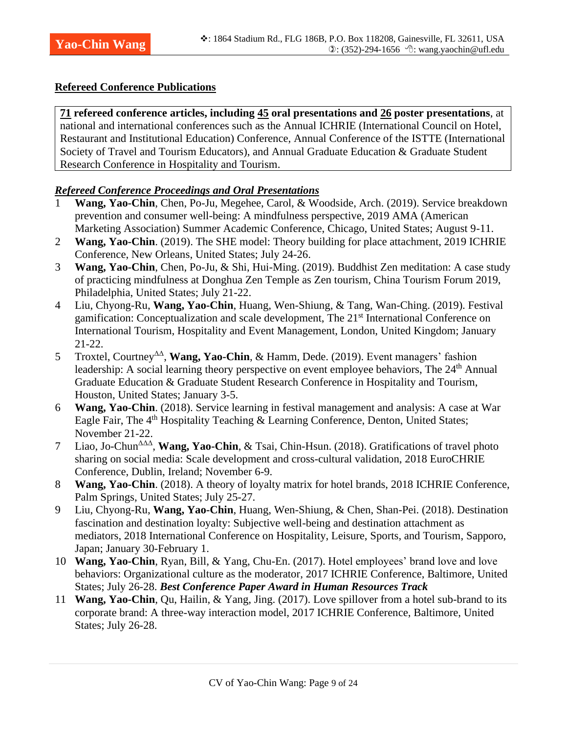## Refereed Conference Publications

**71 refereed conference articles, including 45 oral presentations and 26 poster presentations**, at national and international conferences such as the Annual ICHRIE (International Council on Hotel, Restaurant and Institutional Education) Conference, Annual Conference of the ISTTE (International Society of Travel and Tourism Educators), and Annual Graduate Education & Graduate Student Research Conference in Hospitality and Tourism.

### *Refereed Conference Proceedings and Oral Presentations*

1. **Wang, Yao-Chin**, Chen, Po-Ju, Megehee, Carol, & Woodside, Arch. (2019). Service breakdown prevention and consumer well-being: A mindfulness perspective, 2019 AMA (American Marketing Association) Summer Academic Conference, Chicago, United States; August 9-11.
2. **Wang, Yao-Chin**. (2019). The SHE model: Theory building for place attachment, 2019 ICHRIE Conference, New Orleans, United States; July 24-26.
3. **Wang, Yao-Chin**, Chen, Po-Ju, & Shi, Hui-Ming. (2019). Buddhist Zen meditation: A case study of practicing mindfulness at Donghua Zen Temple as Zen tourism, China Tourism Forum 2019, Philadelphia, United States; July 21-22.
4. Liu, Chyong-Ru, **Wang, Yao-Chin**, Huang, Wen-Shiung, & Tang, Wan-Ching. (2019). Festival gamification: Conceptualization and scale development, The 21st International Conference on International Tourism, Hospitality and Event Management, London, United Kingdom; January 21-22.
5. Troxtel, Courtney[ΔΔ], **Wang, Yao-Chin**, & Hamm, Dede. (2019). Event managers' fashion leadership: A social learning theory perspective on event employee behaviors, The 24th Annual Graduate Education & Graduate Student Research Conference in Hospitality and Tourism, Houston, United States; January 3-5.
6. **Wang, Yao-Chin**. (2018). Service learning in festival management and analysis: A case at War Eagle Fair, The 4th Hospitality Teaching & Learning Conference, Denton, United States; November 21-22.
7. Liao, Jo-Chun[ΔΔΔ], **Wang, Yao-Chin**, & Tsai, Chin-Hsun. (2018). Gratifications of travel photo sharing on social media: Scale development and cross-cultural validation, 2018 EuroCHRIE Conference, Dublin, Ireland; November 6-9.
8. **Wang, Yao-Chin**. (2018). A theory of loyalty matrix for hotel brands, 2018 ICHRIE Conference, Palm Springs, United States; July 25-27.
9. Liu, Chyong-Ru, **Wang, Yao-Chin**, Huang, Wen-Shiung, & Chen, Shan-Pei. (2018). Destination fascination and destination loyalty: Subjective well-being and destination attachment as mediators, 2018 International Conference on Hospitality, Leisure, Sports, and Tourism, Sapporo, Japan; January 30-February 1.
10. **Wang, Yao-Chin**, Ryan, Bill, & Yang, Chu-En. (2017). Hotel employees' brand love and love behaviors: Organizational culture as the moderator, 2017 ICHRIE Conference, Baltimore, United States; July 26-28. ***Best Conference Paper Award in Human Resources Track***
11. **Wang, Yao-Chin**, Qu, Hailin, & Yang, Jing. (2017). Love spillover from a hotel sub-brand to its corporate brand: A three-way interaction model, 2017 ICHRIE Conference, Baltimore, United States; July 26-28.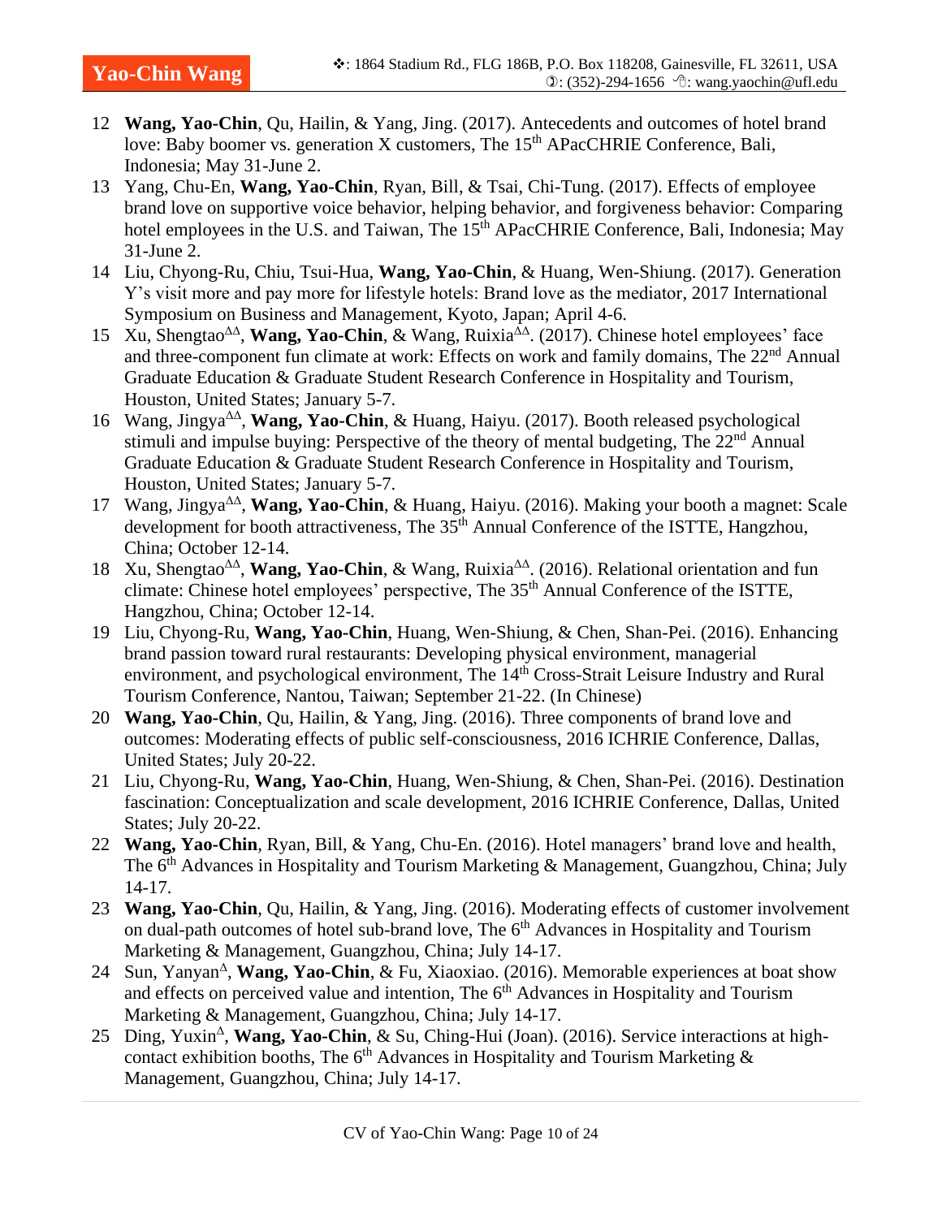12 **Wang, Yao-Chin**, Qu, Hailin, & Yang, Jing. (2017). Antecedents and outcomes of hotel brand love: Baby boomer vs. generation X customers, The 15th APacCHRIE Conference, Bali, Indonesia; May 31-June 2.

13 Yang, Chu-En, **Wang, Yao-Chin**, Ryan, Bill, & Tsai, Chi-Tung. (2017). Effects of employee brand love on supportive voice behavior, helping behavior, and forgiveness behavior: Comparing hotel employees in the U.S. and Taiwan, The 15th APacCHRIE Conference, Bali, Indonesia; May 31-June 2.

14 Liu, Chyong-Ru, Chiu, Tsui-Hua, **Wang, Yao-Chin**, & Huang, Wen-Shiung. (2017). Generation Y's visit more and pay more for lifestyle hotels: Brand love as the mediator, 2017 International Symposium on Business and Management, Kyoto, Japan; April 4-6.

15 Xu, Shengtao[ΔΔ], **Wang, Yao-Chin**, & Wang, Ruixia[ΔΔ]. (2017). Chinese hotel employees' face and three-component fun climate at work: Effects on work and family domains, The 22nd Annual Graduate Education & Graduate Student Research Conference in Hospitality and Tourism, Houston, United States; January 5-7.

16 Wang, Jingya[ΔΔ], **Wang, Yao-Chin**, & Huang, Haiyu. (2017). Booth released psychological stimuli and impulse buying: Perspective of the theory of mental budgeting, The 22nd Annual Graduate Education & Graduate Student Research Conference in Hospitality and Tourism, Houston, United States; January 5-7.

17 Wang, Jingya[ΔΔ], **Wang, Yao-Chin**, & Huang, Haiyu. (2016). Making your booth a magnet: Scale development for booth attractiveness, The 35th Annual Conference of the ISTTE, Hangzhou, China; October 12-14.

18 Xu, Shengtao[ΔΔ], **Wang, Yao-Chin**, & Wang, Ruixia[ΔΔ]. (2016). Relational orientation and fun climate: Chinese hotel employees' perspective, The 35th Annual Conference of the ISTTE, Hangzhou, China; October 12-14.

19 Liu, Chyong-Ru, **Wang, Yao-Chin**, Huang, Wen-Shiung, & Chen, Shan-Pei. (2016). Enhancing brand passion toward rural restaurants: Developing physical environment, managerial environment, and psychological environment, The 14th Cross-Strait Leisure Industry and Rural Tourism Conference, Nantou, Taiwan; September 21-22. (In Chinese)

20 **Wang, Yao-Chin**, Qu, Hailin, & Yang, Jing. (2016). Three components of brand love and outcomes: Moderating effects of public self-consciousness, 2016 ICHRIE Conference, Dallas, United States; July 20-22.

21 Liu, Chyong-Ru, **Wang, Yao-Chin**, Huang, Wen-Shiung, & Chen, Shan-Pei. (2016). Destination fascination: Conceptualization and scale development, 2016 ICHRIE Conference, Dallas, United States; July 20-22.

22 **Wang, Yao-Chin**, Ryan, Bill, & Yang, Chu-En. (2016). Hotel managers' brand love and health, The 6th Advances in Hospitality and Tourism Marketing & Management, Guangzhou, China; July 14-17.

23 **Wang, Yao-Chin**, Qu, Hailin, & Yang, Jing. (2016). Moderating effects of customer involvement on dual-path outcomes of hotel sub-brand love, The 6th Advances in Hospitality and Tourism Marketing & Management, Guangzhou, China; July 14-17.

24 Sun, Yanyan[Δ], **Wang, Yao-Chin**, & Fu, Xiaoxiao. (2016). Memorable experiences at boat show and effects on perceived value and intention, The 6th Advances in Hospitality and Tourism Marketing & Management, Guangzhou, China; July 14-17.

25 Ding, Yuxin[Δ], **Wang, Yao-Chin**, & Su, Ching-Hui (Joan). (2016). Service interactions at high-contact exhibition booths, The 6th Advances in Hospitality and Tourism Marketing & Management, Guangzhou, China; July 14-17.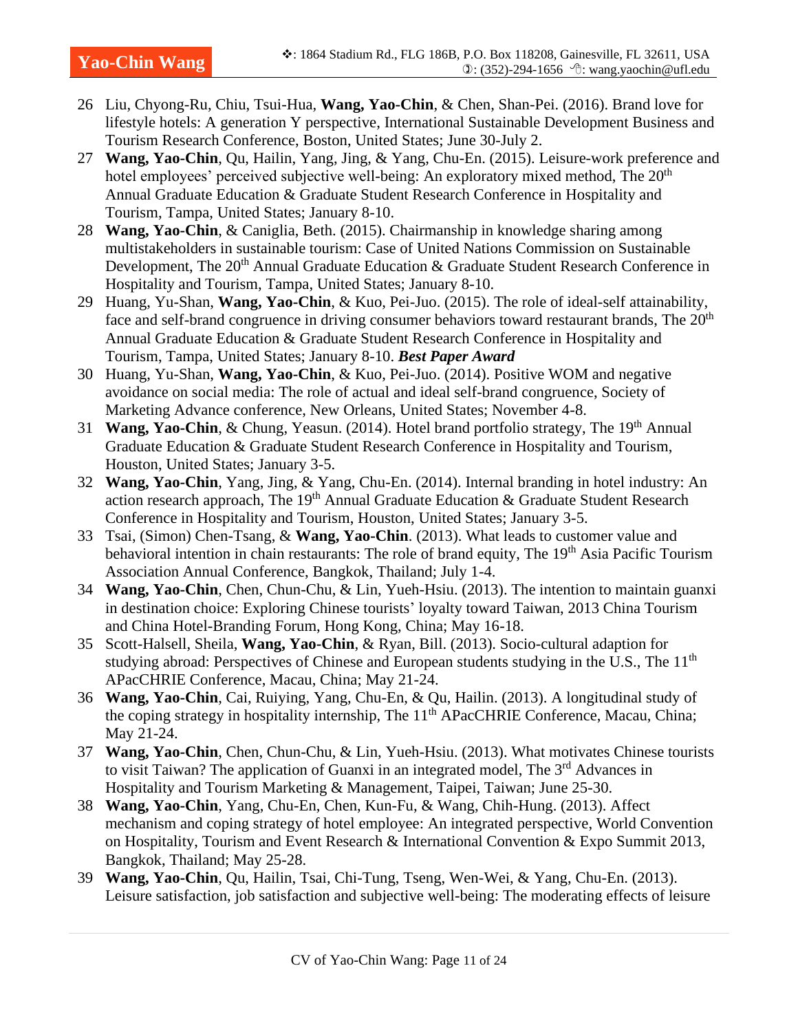26 Liu, Chyong-Ru, Chiu, Tsui-Hua, **Wang, Yao-Chin**, & Chen, Shan-Pei. (2016). Brand love for lifestyle hotels: A generation Y perspective, International Sustainable Development Business and Tourism Research Conference, Boston, United States; June 30-July 2.

27 **Wang, Yao-Chin**, Qu, Hailin, Yang, Jing, & Yang, Chu-En. (2015). Leisure-work preference and hotel employees' perceived subjective well-being: An exploratory mixed method, The 20th Annual Graduate Education & Graduate Student Research Conference in Hospitality and Tourism, Tampa, United States; January 8-10.

28 **Wang, Yao-Chin**, & Caniglia, Beth. (2015). Chairmanship in knowledge sharing among multistakeholders in sustainable tourism: Case of United Nations Commission on Sustainable Development, The 20th Annual Graduate Education & Graduate Student Research Conference in Hospitality and Tourism, Tampa, United States; January 8-10.

29 Huang, Yu-Shan, **Wang, Yao-Chin**, & Kuo, Pei-Juo. (2015). The role of ideal-self attainability, face and self-brand congruence in driving consumer behaviors toward restaurant brands, The 20th Annual Graduate Education & Graduate Student Research Conference in Hospitality and Tourism, Tampa, United States; January 8-10. ***Best Paper Award***

30 Huang, Yu-Shan, **Wang, Yao-Chin**, & Kuo, Pei-Juo. (2014). Positive WOM and negative avoidance on social media: The role of actual and ideal self-brand congruence, Society of Marketing Advance conference, New Orleans, United States; November 4-8.

31 **Wang, Yao-Chin**, & Chung, Yeasun. (2014). Hotel brand portfolio strategy, The 19th Annual Graduate Education & Graduate Student Research Conference in Hospitality and Tourism, Houston, United States; January 3-5.

32 **Wang, Yao-Chin**, Yang, Jing, & Yang, Chu-En. (2014). Internal branding in hotel industry: An action research approach, The 19th Annual Graduate Education & Graduate Student Research Conference in Hospitality and Tourism, Houston, United States; January 3-5.

33 Tsai, (Simon) Chen-Tsang, & **Wang, Yao-Chin**. (2013). What leads to customer value and behavioral intention in chain restaurants: The role of brand equity, The 19th Asia Pacific Tourism Association Annual Conference, Bangkok, Thailand; July 1-4.

34 **Wang, Yao-Chin**, Chen, Chun-Chu, & Lin, Yueh-Hsiu. (2013). The intention to maintain guanxi in destination choice: Exploring Chinese tourists' loyalty toward Taiwan, 2013 China Tourism and China Hotel-Branding Forum, Hong Kong, China; May 16-18.

35 Scott-Halsell, Sheila, **Wang, Yao-Chin**, & Ryan, Bill. (2013). Socio-cultural adaption for studying abroad: Perspectives of Chinese and European students studying in the U.S., The 11th APacCHRIE Conference, Macau, China; May 21-24.

36 **Wang, Yao-Chin**, Cai, Ruiying, Yang, Chu-En, & Qu, Hailin. (2013). A longitudinal study of the coping strategy in hospitality internship, The 11th APacCHRIE Conference, Macau, China; May 21-24.

37 **Wang, Yao-Chin**, Chen, Chun-Chu, & Lin, Yueh-Hsiu. (2013). What motivates Chinese tourists to visit Taiwan? The application of Guanxi in an integrated model, The 3rd Advances in Hospitality and Tourism Marketing & Management, Taipei, Taiwan; June 25-30.

38 **Wang, Yao-Chin**, Yang, Chu-En, Chen, Kun-Fu, & Wang, Chih-Hung. (2013). Affect mechanism and coping strategy of hotel employee: An integrated perspective, World Convention on Hospitality, Tourism and Event Research & International Convention & Expo Summit 2013, Bangkok, Thailand; May 25-28.

39 **Wang, Yao-Chin**, Qu, Hailin, Tsai, Chi-Tung, Tseng, Wen-Wei, & Yang, Chu-En. (2013). Leisure satisfaction, job satisfaction and subjective well-being: The moderating effects of leisure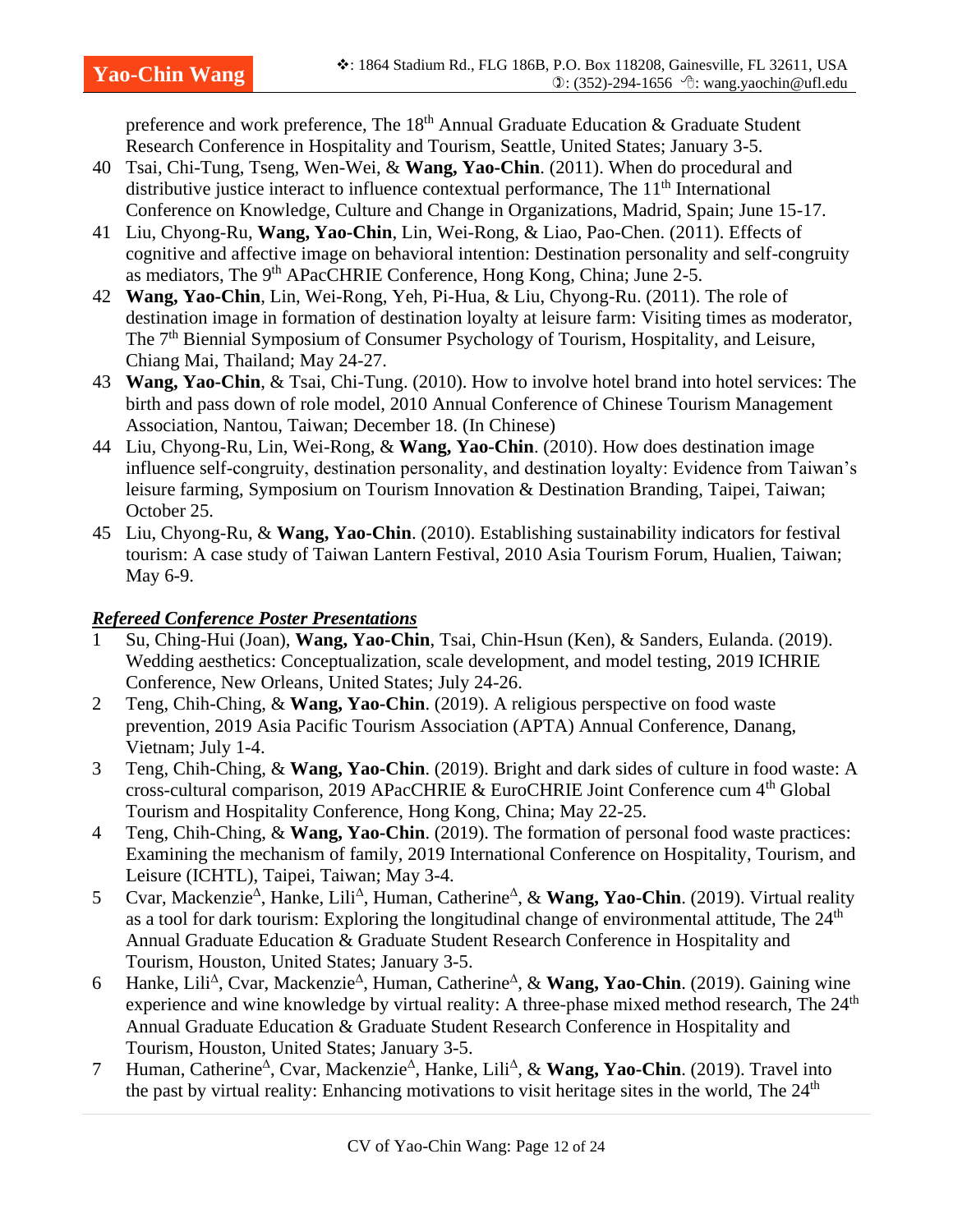preference and work preference, The 18th Annual Graduate Education & Graduate Student Research Conference in Hospitality and Tourism, Seattle, United States; January 3-5.

40 Tsai, Chi-Tung, Tseng, Wen-Wei, & **Wang, Yao-Chin**. (2011). When do procedural and distributive justice interact to influence contextual performance, The 11th International Conference on Knowledge, Culture and Change in Organizations, Madrid, Spain; June 15-17.

41 Liu, Chyong-Ru, **Wang, Yao-Chin**, Lin, Wei-Rong, & Liao, Pao-Chen. (2011). Effects of cognitive and affective image on behavioral intention: Destination personality and self-congruity as mediators, The 9th APacCHRIE Conference, Hong Kong, China; June 2-5.

42 **Wang, Yao-Chin**, Lin, Wei-Rong, Yeh, Pi-Hua, & Liu, Chyong-Ru. (2011). The role of destination image in formation of destination loyalty at leisure farm: Visiting times as moderator, The 7th Biennial Symposium of Consumer Psychology of Tourism, Hospitality, and Leisure, Chiang Mai, Thailand; May 24-27.

43 **Wang, Yao-Chin**, & Tsai, Chi-Tung. (2010). How to involve hotel brand into hotel services: The birth and pass down of role model, 2010 Annual Conference of Chinese Tourism Management Association, Nantou, Taiwan; December 18. (In Chinese)

44 Liu, Chyong-Ru, Lin, Wei-Rong, & **Wang, Yao-Chin**. (2010). How does destination image influence self-congruity, destination personality, and destination loyalty: Evidence from Taiwan's leisure farming, Symposium on Tourism Innovation & Destination Branding, Taipei, Taiwan; October 25.

45 Liu, Chyong-Ru, & **Wang, Yao-Chin**. (2010). Establishing sustainability indicators for festival tourism: A case study of Taiwan Lantern Festival, 2010 Asia Tourism Forum, Hualien, Taiwan; May 6-9.

***Refereed Conference Poster Presentations***

1 Su, Ching-Hui (Joan), **Wang, Yao-Chin**, Tsai, Chin-Hsun (Ken), & Sanders, Eulanda. (2019). Wedding aesthetics: Conceptualization, scale development, and model testing, 2019 ICHRIE Conference, New Orleans, United States; July 24-26.

2 Teng, Chih-Ching, & **Wang, Yao-Chin**. (2019). A religious perspective on food waste prevention, 2019 Asia Pacific Tourism Association (APTA) Annual Conference, Danang, Vietnam; July 1-4.

3 Teng, Chih-Ching, & **Wang, Yao-Chin**. (2019). Bright and dark sides of culture in food waste: A cross-cultural comparison, 2019 APacCHRIE & EuroCHRIE Joint Conference cum 4th Global Tourism and Hospitality Conference, Hong Kong, China; May 22-25.

4 Teng, Chih-Ching, & **Wang, Yao-Chin**. (2019). The formation of personal food waste practices: Examining the mechanism of family, 2019 International Conference on Hospitality, Tourism, and Leisure (ICHTL), Taipei, Taiwan; May 3-4.

5 Cvar, Mackenzie[Δ], Hanke, Lili[Δ], Human, Catherine[Δ], & **Wang, Yao-Chin**. (2019). Virtual reality as a tool for dark tourism: Exploring the longitudinal change of environmental attitude, The 24th Annual Graduate Education & Graduate Student Research Conference in Hospitality and Tourism, Houston, United States; January 3-5.

6 Hanke, Lili[Δ], Cvar, Mackenzie[Δ], Human, Catherine[Δ], & **Wang, Yao-Chin**. (2019). Gaining wine experience and wine knowledge by virtual reality: A three-phase mixed method research, The 24th Annual Graduate Education & Graduate Student Research Conference in Hospitality and Tourism, Houston, United States; January 3-5.

7 Human, Catherine[Δ], Cvar, Mackenzie[Δ], Hanke, Lili[Δ], & **Wang, Yao-Chin**. (2019). Travel into the past by virtual reality: Enhancing motivations to visit heritage sites in the world, The 24th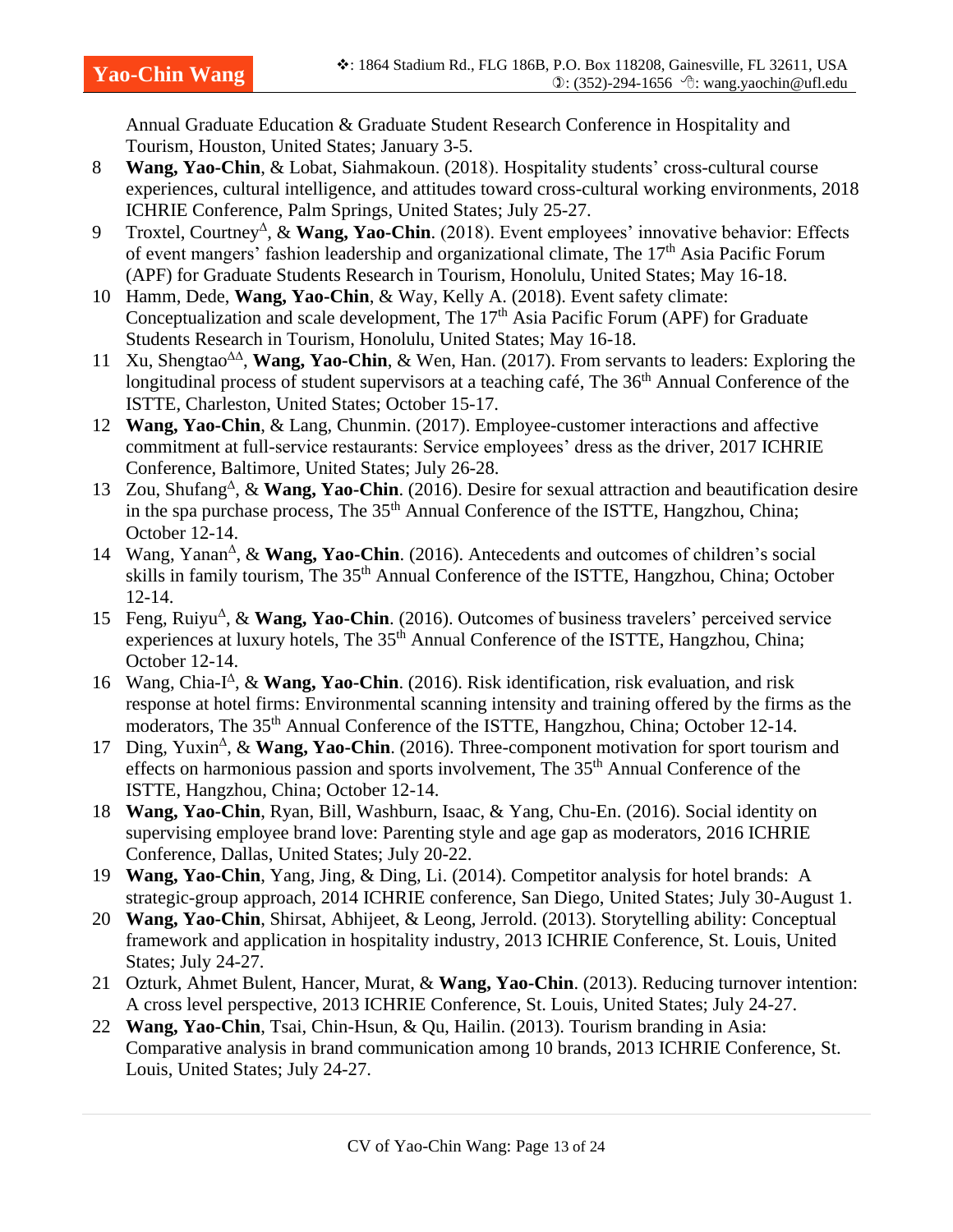Annual Graduate Education & Graduate Student Research Conference in Hospitality and Tourism, Houston, United States; January 3-5.

8. **Wang, Yao-Chin**, & Lobat, Siahmakoun. (2018). Hospitality students' cross-cultural course experiences, cultural intelligence, and attitudes toward cross-cultural working environments, 2018 ICHRIE Conference, Palm Springs, United States; July 25-27.
9. Troxtel, Courtney[Δ], & **Wang, Yao-Chin**. (2018). Event employees' innovative behavior: Effects of event mangers' fashion leadership and organizational climate, The 17th Asia Pacific Forum (APF) for Graduate Students Research in Tourism, Honolulu, United States; May 16-18.
10. Hamm, Dede, **Wang, Yao-Chin**, & Way, Kelly A. (2018). Event safety climate: Conceptualization and scale development, The 17th Asia Pacific Forum (APF) for Graduate Students Research in Tourism, Honolulu, United States; May 16-18.
11. Xu, Shengtao[ΔΔ], **Wang, Yao-Chin**, & Wen, Han. (2017). From servants to leaders: Exploring the longitudinal process of student supervisors at a teaching café, The 36th Annual Conference of the ISTTE, Charleston, United States; October 15-17.
12. **Wang, Yao-Chin**, & Lang, Chunmin. (2017). Employee-customer interactions and affective commitment at full-service restaurants: Service employees' dress as the driver, 2017 ICHRIE Conference, Baltimore, United States; July 26-28.
13. Zou, Shufang[Δ], & **Wang, Yao-Chin**. (2016). Desire for sexual attraction and beautification desire in the spa purchase process, The 35th Annual Conference of the ISTTE, Hangzhou, China; October 12-14.
14. Wang, Yanan[Δ], & **Wang, Yao-Chin**. (2016). Antecedents and outcomes of children's social skills in family tourism, The 35th Annual Conference of the ISTTE, Hangzhou, China; October 12-14.
15. Feng, Ruiyu[Δ], & **Wang, Yao-Chin**. (2016). Outcomes of business travelers' perceived service experiences at luxury hotels, The 35th Annual Conference of the ISTTE, Hangzhou, China; October 12-14.
16. Wang, Chia-I[Δ], & **Wang, Yao-Chin**. (2016). Risk identification, risk evaluation, and risk response at hotel firms: Environmental scanning intensity and training offered by the firms as the moderators, The 35th Annual Conference of the ISTTE, Hangzhou, China; October 12-14.
17. Ding, Yuxin[Δ], & **Wang, Yao-Chin**. (2016). Three-component motivation for sport tourism and effects on harmonious passion and sports involvement, The 35th Annual Conference of the ISTTE, Hangzhou, China; October 12-14.
18. **Wang, Yao-Chin**, Ryan, Bill, Washburn, Isaac, & Yang, Chu-En. (2016). Social identity on supervising employee brand love: Parenting style and age gap as moderators, 2016 ICHRIE Conference, Dallas, United States; July 20-22.
19. **Wang, Yao-Chin**, Yang, Jing, & Ding, Li. (2014). Competitor analysis for hotel brands: A strategic-group approach, 2014 ICHRIE conference, San Diego, United States; July 30-August 1.
20. **Wang, Yao-Chin**, Shirsat, Abhijeet, & Leong, Jerrold. (2013). Storytelling ability: Conceptual framework and application in hospitality industry, 2013 ICHRIE Conference, St. Louis, United States; July 24-27.
21. Ozturk, Ahmet Bulent, Hancer, Murat, & **Wang, Yao-Chin**. (2013). Reducing turnover intention: A cross level perspective, 2013 ICHRIE Conference, St. Louis, United States; July 24-27.
22. **Wang, Yao-Chin**, Tsai, Chin-Hsun, & Qu, Hailin. (2013). Tourism branding in Asia: Comparative analysis in brand communication among 10 brands, 2013 ICHRIE Conference, St. Louis, United States; July 24-27.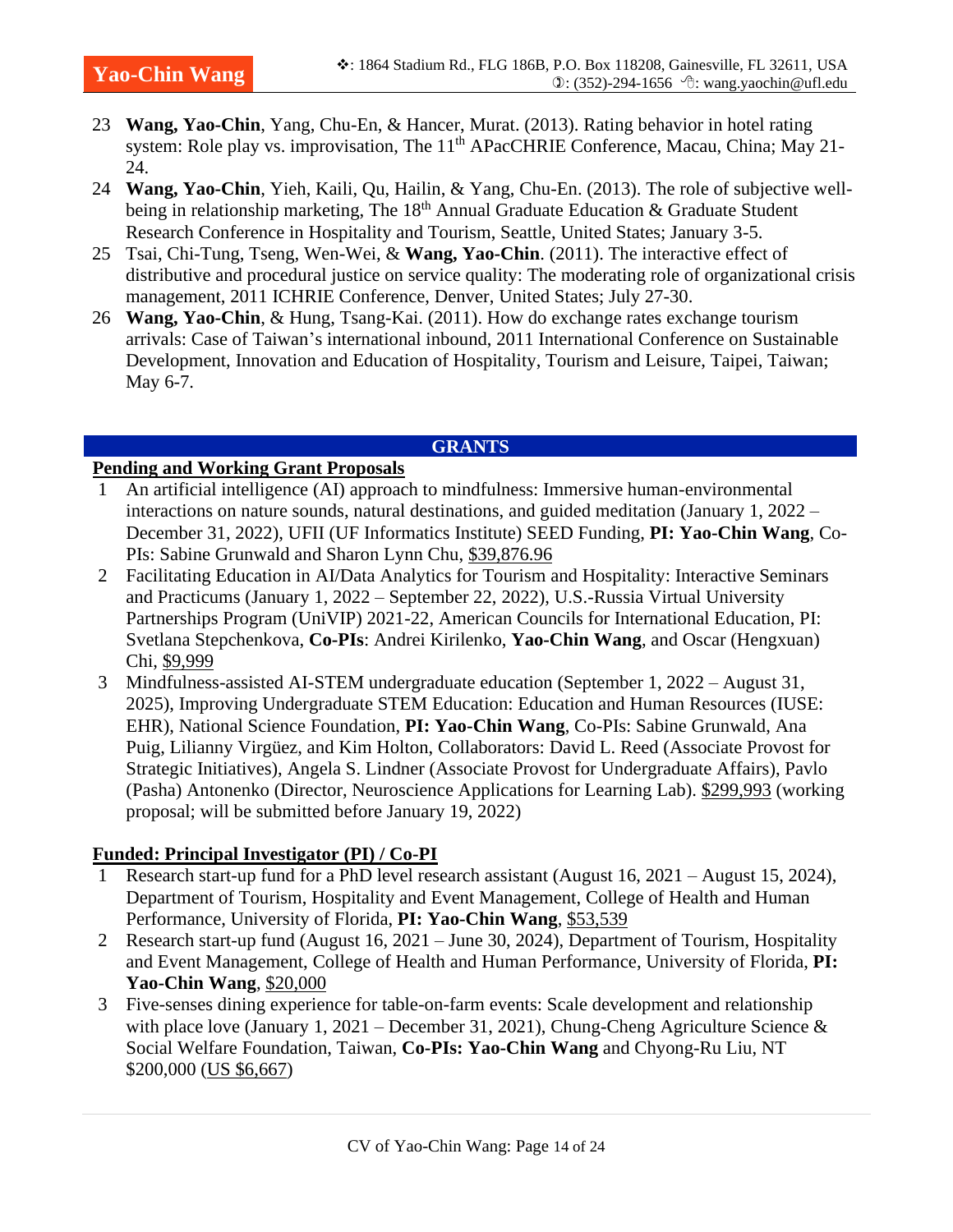23 **Wang, Yao-Chin**, Yang, Chu-En, & Hancer, Murat. (2013). Rating behavior in hotel rating system: Role play vs. improvisation, The 11th APacCHRIE Conference, Macau, China; May 21-24.

24 **Wang, Yao-Chin**, Yieh, Kaili, Qu, Hailin, & Yang, Chu-En. (2013). The role of subjective well-being in relationship marketing, The 18th Annual Graduate Education & Graduate Student Research Conference in Hospitality and Tourism, Seattle, United States; January 3-5.

25 Tsai, Chi-Tung, Tseng, Wen-Wei, & **Wang, Yao-Chin**. (2011). The interactive effect of distributive and procedural justice on service quality: The moderating role of organizational crisis management, 2011 ICHRIE Conference, Denver, United States; July 27-30.

26 **Wang, Yao-Chin**, & Hung, Tsang-Kai. (2011). How do exchange rates exchange tourism arrivals: Case of Taiwan's international inbound, 2011 International Conference on Sustainable Development, Innovation and Education of Hospitality, Tourism and Leisure, Taipei, Taiwan; May 6-7.

## GRANTS

### Pending and Working Grant Proposals

1 An artificial intelligence (AI) approach to mindfulness: Immersive human-environmental interactions on nature sounds, natural destinations, and guided meditation (January 1, 2022 – December 31, 2022), UFII (UF Informatics Institute) SEED Funding, **PI: Yao-Chin Wang**, Co-PIs: Sabine Grunwald and Sharon Lynn Chu, $39,876.96

2 Facilitating Education in AI/Data Analytics for Tourism and Hospitality: Interactive Seminars and Practicums (January 1, 2022 – September 22, 2022), U.S.-Russia Virtual University Partnerships Program (UniVIP) 2021-22, American Councils for International Education, PI: Svetlana Stepchenkova, **Co-PIs**: Andrei Kirilenko, **Yao-Chin Wang**, and Oscar (Hengxuan) Chi, $9,999

3 Mindfulness-assisted AI-STEM undergraduate education (September 1, 2022 – August 31, 2025), Improving Undergraduate STEM Education: Education and Human Resources (IUSE: EHR), National Science Foundation, **PI: Yao-Chin Wang**, Co-PIs: Sabine Grunwald, Ana Puig, Lilianny Virgüez, and Kim Holton, Collaborators: David L. Reed (Associate Provost for Strategic Initiatives), Angela S. Lindner (Associate Provost for Undergraduate Affairs), Pavlo (Pasha) Antonenko (Director, Neuroscience Applications for Learning Lab). $299,993 (working proposal; will be submitted before January 19, 2022)

### Funded: Principal Investigator (PI) / Co-PI

1 Research start-up fund for a PhD level research assistant (August 16, 2021 – August 15, 2024), Department of Tourism, Hospitality and Event Management, College of Health and Human Performance, University of Florida, **PI: Yao-Chin Wang**, $53,539

2 Research start-up fund (August 16, 2021 – June 30, 2024), Department of Tourism, Hospitality and Event Management, College of Health and Human Performance, University of Florida, **PI: Yao-Chin Wang**, $20,000

3 Five-senses dining experience for table-on-farm events: Scale development and relationship with place love (January 1, 2021 – December 31, 2021), Chung-Cheng Agriculture Science & Social Welfare Foundation, Taiwan, **Co-PIs: Yao-Chin Wang** and Chyong-Ru Liu, NT $200,000 (US $6,667)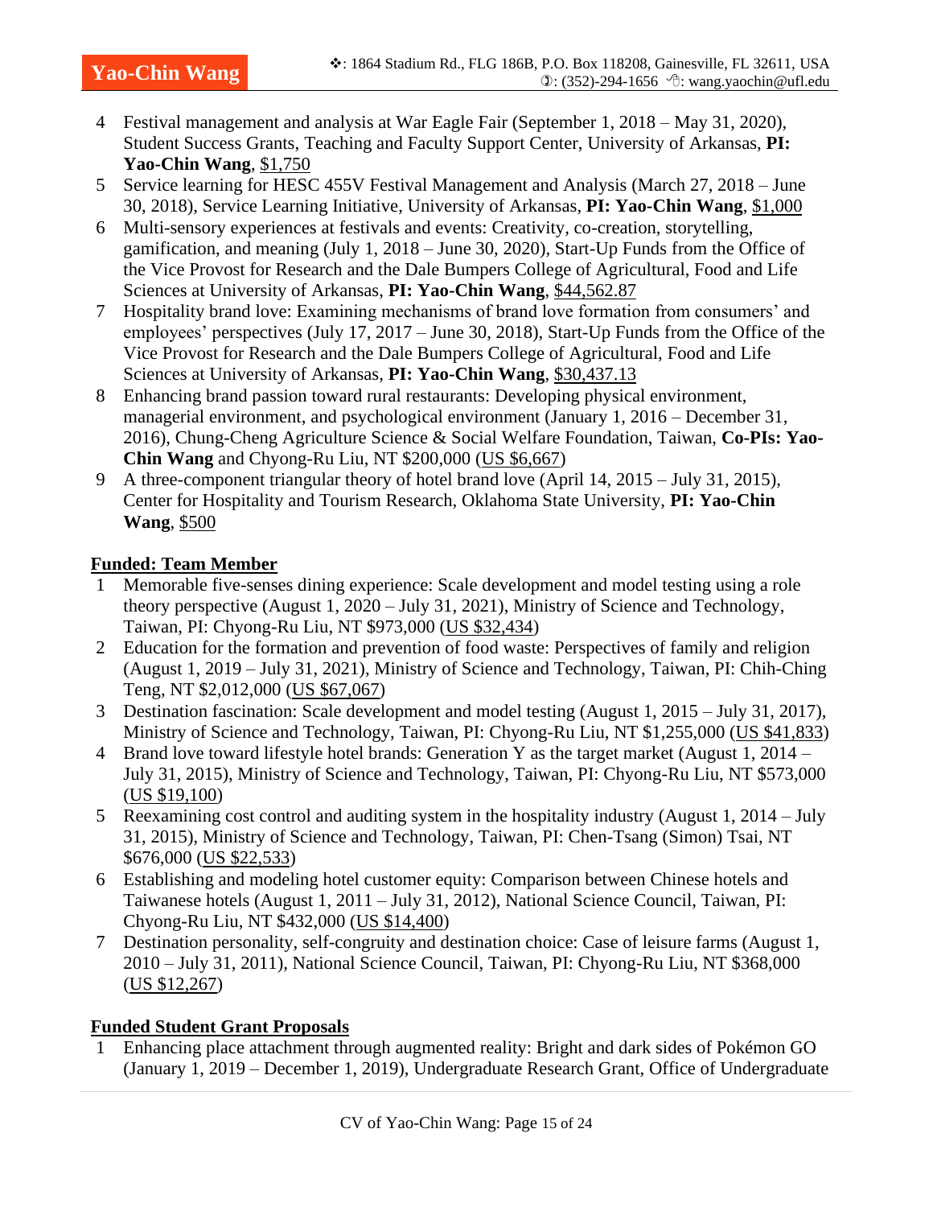4 Festival management and analysis at War Eagle Fair (September 1, 2018 – May 31, 2020), Student Success Grants, Teaching and Faculty Support Center, University of Arkansas, **PI: Yao-Chin Wang**, $1,750

5 Service learning for HESC 455V Festival Management and Analysis (March 27, 2018 – June 30, 2018), Service Learning Initiative, University of Arkansas, **PI: Yao-Chin Wang**, $1,000

6 Multi-sensory experiences at festivals and events: Creativity, co-creation, storytelling, gamification, and meaning (July 1, 2018 – June 30, 2020), Start-Up Funds from the Office of the Vice Provost for Research and the Dale Bumpers College of Agricultural, Food and Life Sciences at University of Arkansas, **PI: Yao-Chin Wang**, $44,562.87

7 Hospitality brand love: Examining mechanisms of brand love formation from consumers' and employees' perspectives (July 17, 2017 – June 30, 2018), Start-Up Funds from the Office of the Vice Provost for Research and the Dale Bumpers College of Agricultural, Food and Life Sciences at University of Arkansas, **PI: Yao-Chin Wang**, $30,437.13

8 Enhancing brand passion toward rural restaurants: Developing physical environment, managerial environment, and psychological environment (January 1, 2016 – December 31, 2016), Chung-Cheng Agriculture Science & Social Welfare Foundation, Taiwan, **Co-PIs: Yao-Chin Wang** and Chyong-Ru Liu, NT $200,000 (US $6,667)

9 A three-component triangular theory of hotel brand love (April 14, 2015 – July 31, 2015), Center for Hospitality and Tourism Research, Oklahoma State University, **PI: Yao-Chin Wang**, $500

**Funded: Team Member**

1 Memorable five-senses dining experience: Scale development and model testing using a role theory perspective (August 1, 2020 – July 31, 2021), Ministry of Science and Technology, Taiwan, PI: Chyong-Ru Liu, NT $973,000 (US $32,434)

2 Education for the formation and prevention of food waste: Perspectives of family and religion (August 1, 2019 – July 31, 2021), Ministry of Science and Technology, Taiwan, PI: Chih-Ching Teng, NT $2,012,000 (US $67,067)

3 Destination fascination: Scale development and model testing (August 1, 2015 – July 31, 2017), Ministry of Science and Technology, Taiwan, PI: Chyong-Ru Liu, NT $1,255,000 (US $41,833)

4 Brand love toward lifestyle hotel brands: Generation Y as the target market (August 1, 2014 – July 31, 2015), Ministry of Science and Technology, Taiwan, PI: Chyong-Ru Liu, NT $573,000 (US $19,100)

5 Reexamining cost control and auditing system in the hospitality industry (August 1, 2014 – July 31, 2015), Ministry of Science and Technology, Taiwan, PI: Chen-Tsang (Simon) Tsai, NT $676,000 (US $22,533)

6 Establishing and modeling hotel customer equity: Comparison between Chinese hotels and Taiwanese hotels (August 1, 2011 – July 31, 2012), National Science Council, Taiwan, PI: Chyong-Ru Liu, NT $432,000 (US $14,400)

7 Destination personality, self-congruity and destination choice: Case of leisure farms (August 1, 2010 – July 31, 2011), National Science Council, Taiwan, PI: Chyong-Ru Liu, NT $368,000 (US $12,267)

**Funded Student Grant Proposals**

1 Enhancing place attachment through augmented reality: Bright and dark sides of Pokémon GO (January 1, 2019 – December 1, 2019), Undergraduate Research Grant, Office of Undergraduate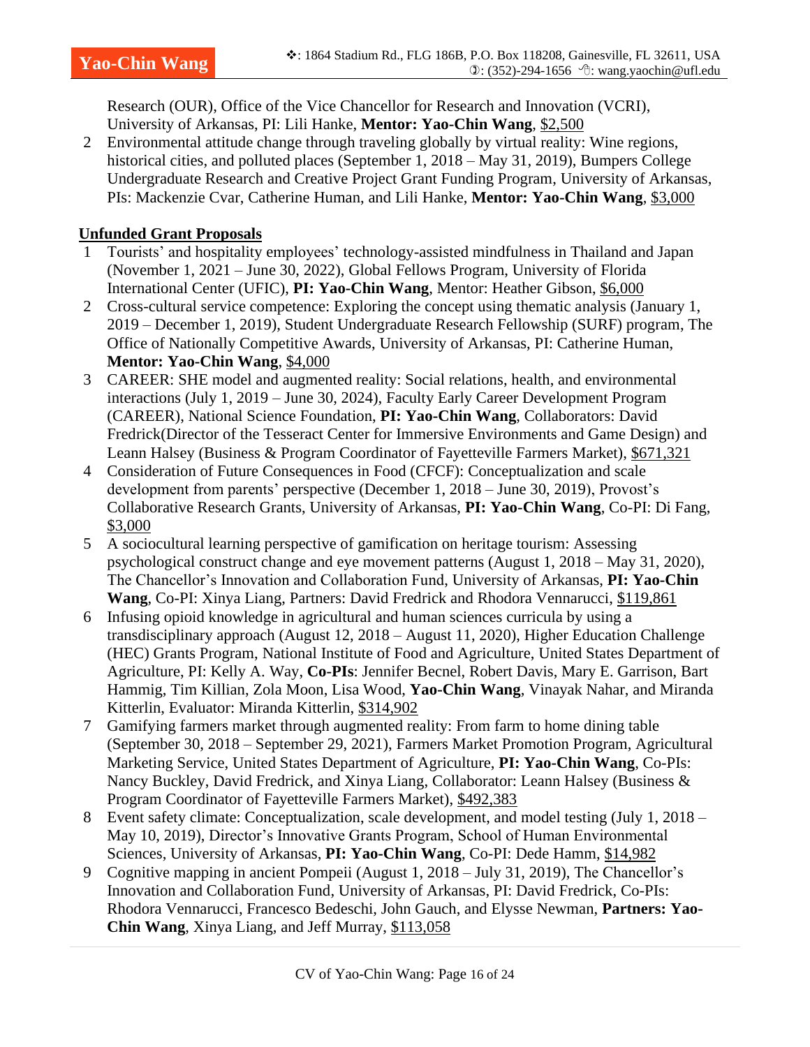Research (OUR), Office of the Vice Chancellor for Research and Innovation (VCRI), University of Arkansas, PI: Lili Hanke, **Mentor: Yao-Chin Wang**, $2,500

2. Environmental attitude change through traveling globally by virtual reality: Wine regions, historical cities, and polluted places (September 1, 2018 – May 31, 2019), Bumpers College Undergraduate Research and Creative Project Grant Funding Program, University of Arkansas, PIs: Mackenzie Cvar, Catherine Human, and Lili Hanke, **Mentor: Yao-Chin Wang**, $3,000

**Unfunded Grant Proposals**

1. Tourists' and hospitality employees' technology-assisted mindfulness in Thailand and Japan (November 1, 2021 – June 30, 2022), Global Fellows Program, University of Florida International Center (UFIC), **PI: Yao-Chin Wang**, Mentor: Heather Gibson, $6,000
2. Cross-cultural service competence: Exploring the concept using thematic analysis (January 1, 2019 – December 1, 2019), Student Undergraduate Research Fellowship (SURF) program, The Office of Nationally Competitive Awards, University of Arkansas, PI: Catherine Human, **Mentor: Yao-Chin Wang**, $4,000
3. CAREER: SHE model and augmented reality: Social relations, health, and environmental interactions (July 1, 2019 – June 30, 2024), Faculty Early Career Development Program (CAREER), National Science Foundation, **PI: Yao-Chin Wang**, Collaborators: David Fredrick(Director of the Tesseract Center for Immersive Environments and Game Design) and Leann Halsey (Business & Program Coordinator of Fayetteville Farmers Market), $671,321
4. Consideration of Future Consequences in Food (CFCF): Conceptualization and scale development from parents' perspective (December 1, 2018 – June 30, 2019), Provost's Collaborative Research Grants, University of Arkansas, **PI: Yao-Chin Wang**, Co-PI: Di Fang, $3,000
5. A sociocultural learning perspective of gamification on heritage tourism: Assessing psychological construct change and eye movement patterns (August 1, 2018 – May 31, 2020), The Chancellor's Innovation and Collaboration Fund, University of Arkansas, **PI: Yao-Chin Wang**, Co-PI: Xinya Liang, Partners: David Fredrick and Rhodora Vennarucci, $119,861
6. Infusing opioid knowledge in agricultural and human sciences curricula by using a transdisciplinary approach (August 12, 2018 – August 11, 2020), Higher Education Challenge (HEC) Grants Program, National Institute of Food and Agriculture, United States Department of Agriculture, PI: Kelly A. Way, **Co-PIs**: Jennifer Becnel, Robert Davis, Mary E. Garrison, Bart Hammig, Tim Killian, Zola Moon, Lisa Wood, **Yao-Chin Wang**, Vinayak Nahar, and Miranda Kitterlin, Evaluator: Miranda Kitterlin, $314,902
7. Gamifying farmers market through augmented reality: From farm to home dining table (September 30, 2018 – September 29, 2021), Farmers Market Promotion Program, Agricultural Marketing Service, United States Department of Agriculture, **PI: Yao-Chin Wang**, Co-PIs: Nancy Buckley, David Fredrick, and Xinya Liang, Collaborator: Leann Halsey (Business & Program Coordinator of Fayetteville Farmers Market), $492,383
8. Event safety climate: Conceptualization, scale development, and model testing (July 1, 2018 – May 10, 2019), Director's Innovative Grants Program, School of Human Environmental Sciences, University of Arkansas, **PI: Yao-Chin Wang**, Co-PI: Dede Hamm, $14,982
9. Cognitive mapping in ancient Pompeii (August 1, 2018 – July 31, 2019), The Chancellor's Innovation and Collaboration Fund, University of Arkansas, PI: David Fredrick, Co-PIs: Rhodora Vennarucci, Francesco Bedeschi, John Gauch, and Elysse Newman, **Partners: Yao-Chin Wang**, Xinya Liang, and Jeff Murray, $113,058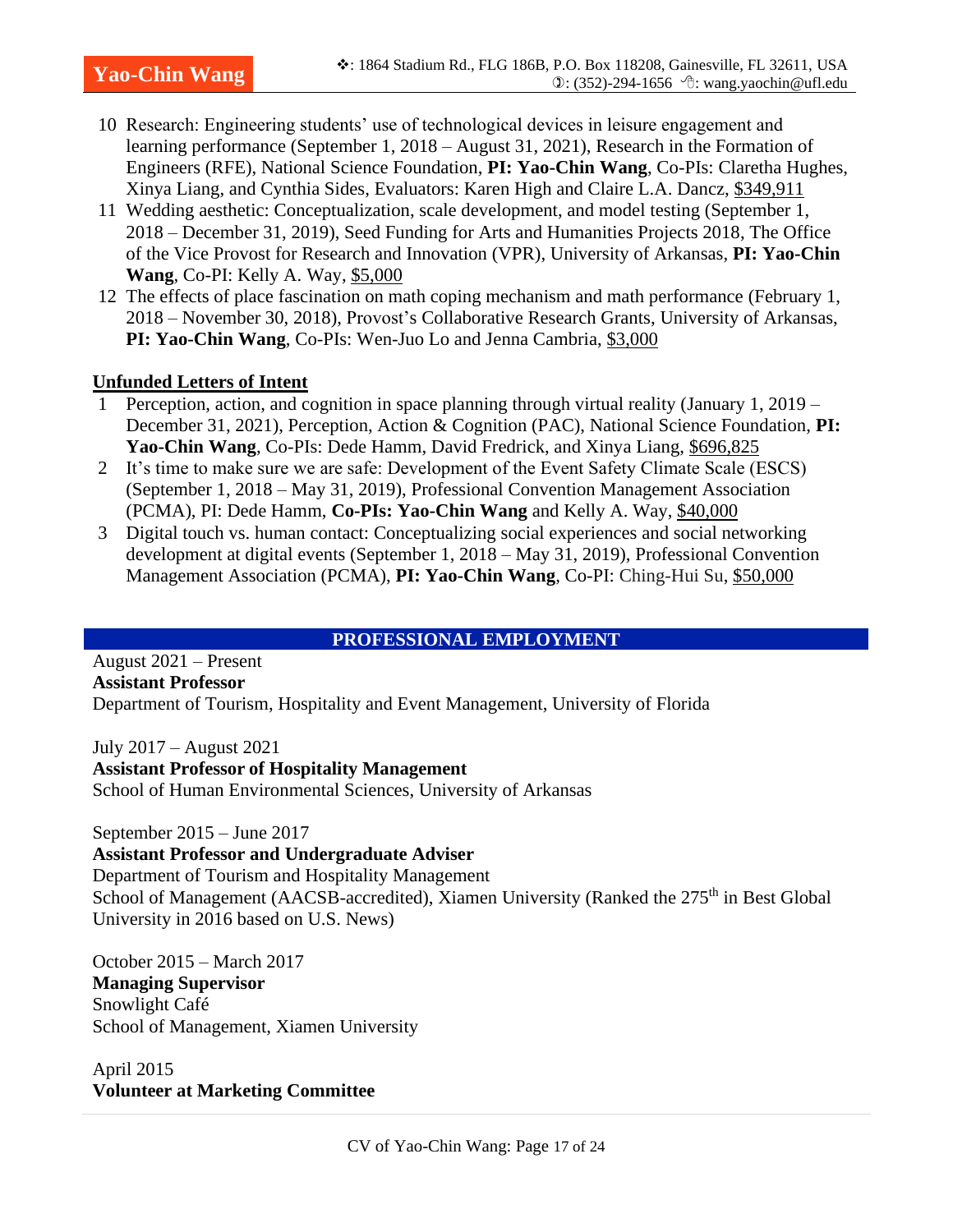10 Research: Engineering students' use of technological devices in leisure engagement and learning performance (September 1, 2018 – August 31, 2021), Research in the Formation of Engineers (RFE), National Science Foundation, **PI: Yao-Chin Wang**, Co-PIs: Claretha Hughes, Xinya Liang, and Cynthia Sides, Evaluators: Karen High and Claire L.A. Dancz, $349,911

11 Wedding aesthetic: Conceptualization, scale development, and model testing (September 1, 2018 – December 31, 2019), Seed Funding for Arts and Humanities Projects 2018, The Office of the Vice Provost for Research and Innovation (VPR), University of Arkansas, **PI: Yao-Chin Wang**, Co-PI: Kelly A. Way, $5,000

12 The effects of place fascination on math coping mechanism and math performance (February 1, 2018 – November 30, 2018), Provost's Collaborative Research Grants, University of Arkansas, **PI: Yao-Chin Wang**, Co-PIs: Wen-Juo Lo and Jenna Cambria, $3,000

**Unfunded Letters of Intent**

1 Perception, action, and cognition in space planning through virtual reality (January 1, 2019 – December 31, 2021), Perception, Action & Cognition (PAC), National Science Foundation, **PI: Yao-Chin Wang**, Co-PIs: Dede Hamm, David Fredrick, and Xinya Liang, $696,825

2 It's time to make sure we are safe: Development of the Event Safety Climate Scale (ESCS) (September 1, 2018 – May 31, 2019), Professional Convention Management Association (PCMA), PI: Dede Hamm, **Co-PIs: Yao-Chin Wang** and Kelly A. Way, $40,000

3 Digital touch vs. human contact: Conceptualizing social experiences and social networking development at digital events (September 1, 2018 – May 31, 2019), Professional Convention Management Association (PCMA), **PI: Yao-Chin Wang**, Co-PI: Ching-Hui Su, $50,000

## PROFESSIONAL EMPLOYMENT

August 2021 – Present
**Assistant Professor**
Department of Tourism, Hospitality and Event Management, University of Florida

July 2017 – August 2021
**Assistant Professor of Hospitality Management**
School of Human Environmental Sciences, University of Arkansas

September 2015 – June 2017
**Assistant Professor and Undergraduate Adviser**
Department of Tourism and Hospitality Management
School of Management (AACSB-accredited), Xiamen University (Ranked the 275th in Best Global University in 2016 based on U.S. News)

October 2015 – March 2017
**Managing Supervisor**
Snowlight Café
School of Management, Xiamen University

April 2015
**Volunteer at Marketing Committee**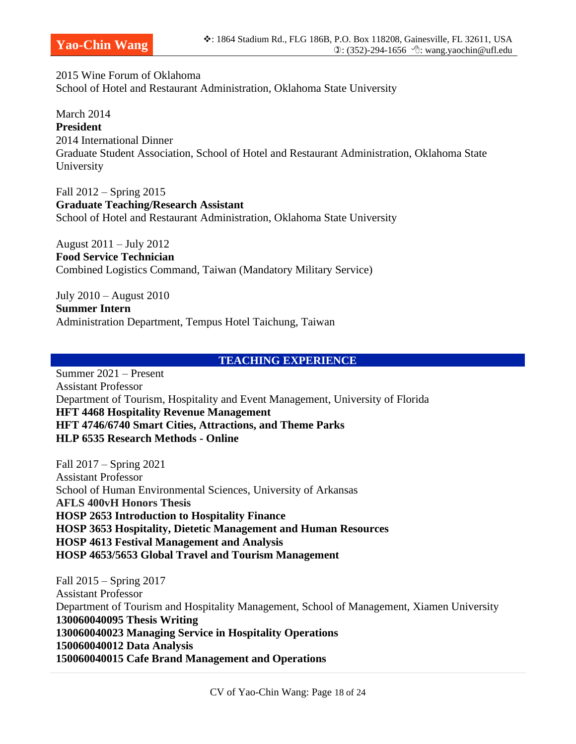2015 Wine Forum of Oklahoma
School of Hotel and Restaurant Administration, Oklahoma State University

March 2014
**President**
2014 International Dinner
Graduate Student Association, School of Hotel and Restaurant Administration, Oklahoma State University

Fall 2012 – Spring 2015
**Graduate Teaching/Research Assistant**
School of Hotel and Restaurant Administration, Oklahoma State University

August 2011 – July 2012
**Food Service Technician**
Combined Logistics Command, Taiwan (Mandatory Military Service)

July 2010 – August 2010
**Summer Intern**
Administration Department, Tempus Hotel Taichung, Taiwan

## TEACHING EXPERIENCE

Summer 2021 – Present
Assistant Professor
Department of Tourism, Hospitality and Event Management, University of Florida
**HFT 4468 Hospitality Revenue Management**
**HFT 4746/6740 Smart Cities, Attractions, and Theme Parks**
**HLP 6535 Research Methods - Online**

Fall 2017 – Spring 2021
Assistant Professor
School of Human Environmental Sciences, University of Arkansas
**AFLS 400vH Honors Thesis**
**HOSP 2653 Introduction to Hospitality Finance**
**HOSP 3653 Hospitality, Dietetic Management and Human Resources**
**HOSP 4613 Festival Management and Analysis**
**HOSP 4653/5653 Global Travel and Tourism Management**

Fall 2015 – Spring 2017
Assistant Professor
Department of Tourism and Hospitality Management, School of Management, Xiamen University
**130060040095 Thesis Writing**
**130060040023 Managing Service in Hospitality Operations**
**150060040012 Data Analysis**
**150060040015 Cafe Brand Management and Operations**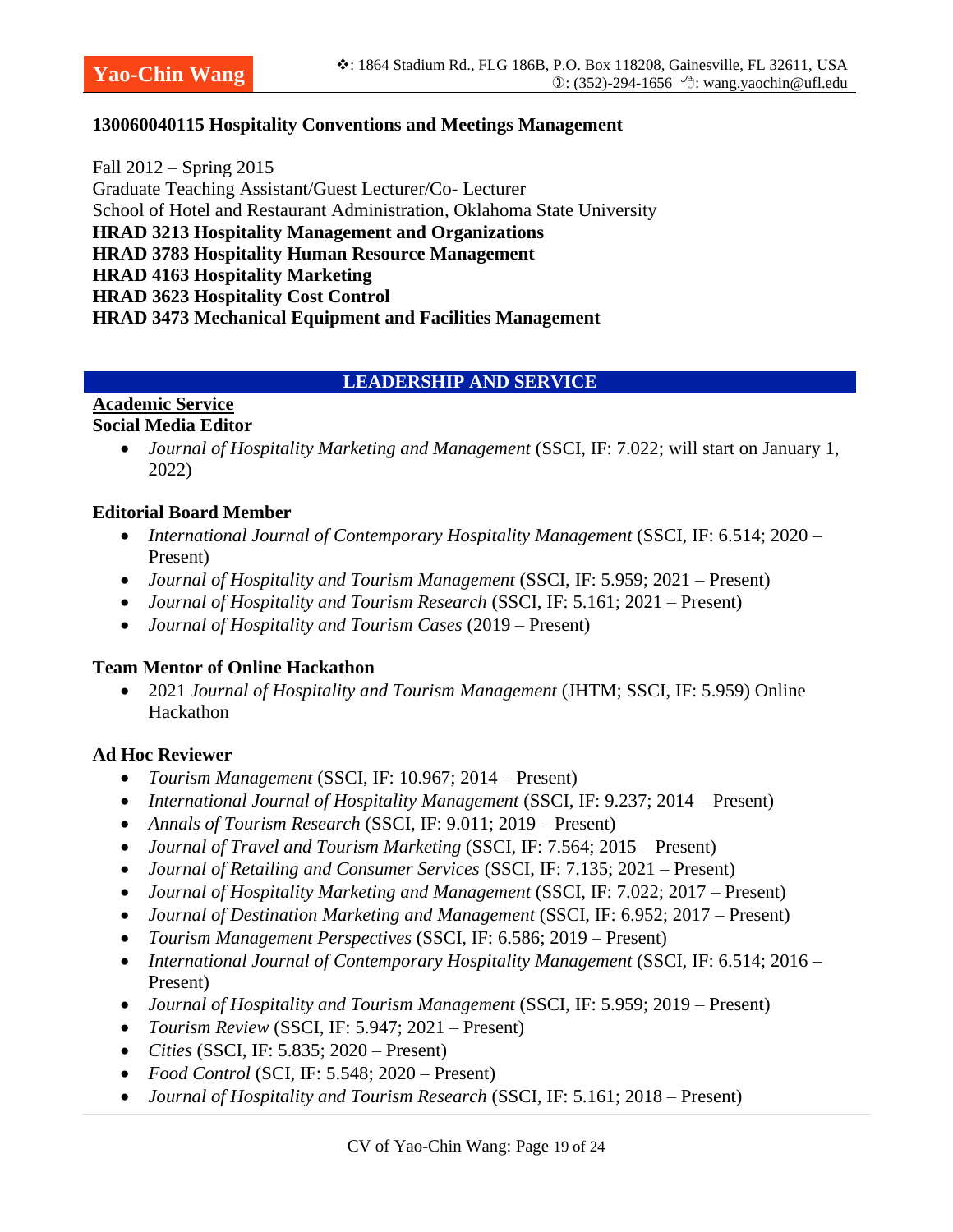**130060040115 Hospitality Conventions and Meetings Management**

Fall 2012 – Spring 2015
Graduate Teaching Assistant/Guest Lecturer/Co- Lecturer
School of Hotel and Restaurant Administration, Oklahoma State University
**HRAD 3213 Hospitality Management and Organizations**
**HRAD 3783 Hospitality Human Resource Management**
**HRAD 4163 Hospitality Marketing**
**HRAD 3623 Hospitality Cost Control**
**HRAD 3473 Mechanical Equipment and Facilities Management**

## LEADERSHIP AND SERVICE

**Academic Service**

**Social Media Editor**

- *Journal of Hospitality Marketing and Management* (SSCI, IF: 7.022; will start on January 1, 2022)

**Editorial Board Member**

- *International Journal of Contemporary Hospitality Management* (SSCI, IF: 6.514; 2020 – Present)
- *Journal of Hospitality and Tourism Management* (SSCI, IF: 5.959; 2021 – Present)
- *Journal of Hospitality and Tourism Research* (SSCI, IF: 5.161; 2021 – Present)
- *Journal of Hospitality and Tourism Cases* (2019 – Present)

**Team Mentor of Online Hackathon**

- 2021 *Journal of Hospitality and Tourism Management* (JHTM; SSCI, IF: 5.959) Online Hackathon

**Ad Hoc Reviewer**

- *Tourism Management* (SSCI, IF: 10.967; 2014 – Present)
- *International Journal of Hospitality Management* (SSCI, IF: 9.237; 2014 – Present)
- *Annals of Tourism Research* (SSCI, IF: 9.011; 2019 – Present)
- *Journal of Travel and Tourism Marketing* (SSCI, IF: 7.564; 2015 – Present)
- *Journal of Retailing and Consumer Services* (SSCI, IF: 7.135; 2021 – Present)
- *Journal of Hospitality Marketing and Management* (SSCI, IF: 7.022; 2017 – Present)
- *Journal of Destination Marketing and Management* (SSCI, IF: 6.952; 2017 – Present)
- *Tourism Management Perspectives* (SSCI, IF: 6.586; 2019 – Present)
- *International Journal of Contemporary Hospitality Management* (SSCI, IF: 6.514; 2016 – Present)
- *Journal of Hospitality and Tourism Management* (SSCI, IF: 5.959; 2019 – Present)
- *Tourism Review* (SSCI, IF: 5.947; 2021 – Present)
- *Cities* (SSCI, IF: 5.835; 2020 – Present)
- *Food Control* (SCI, IF: 5.548; 2020 – Present)
- *Journal of Hospitality and Tourism Research* (SSCI, IF: 5.161; 2018 – Present)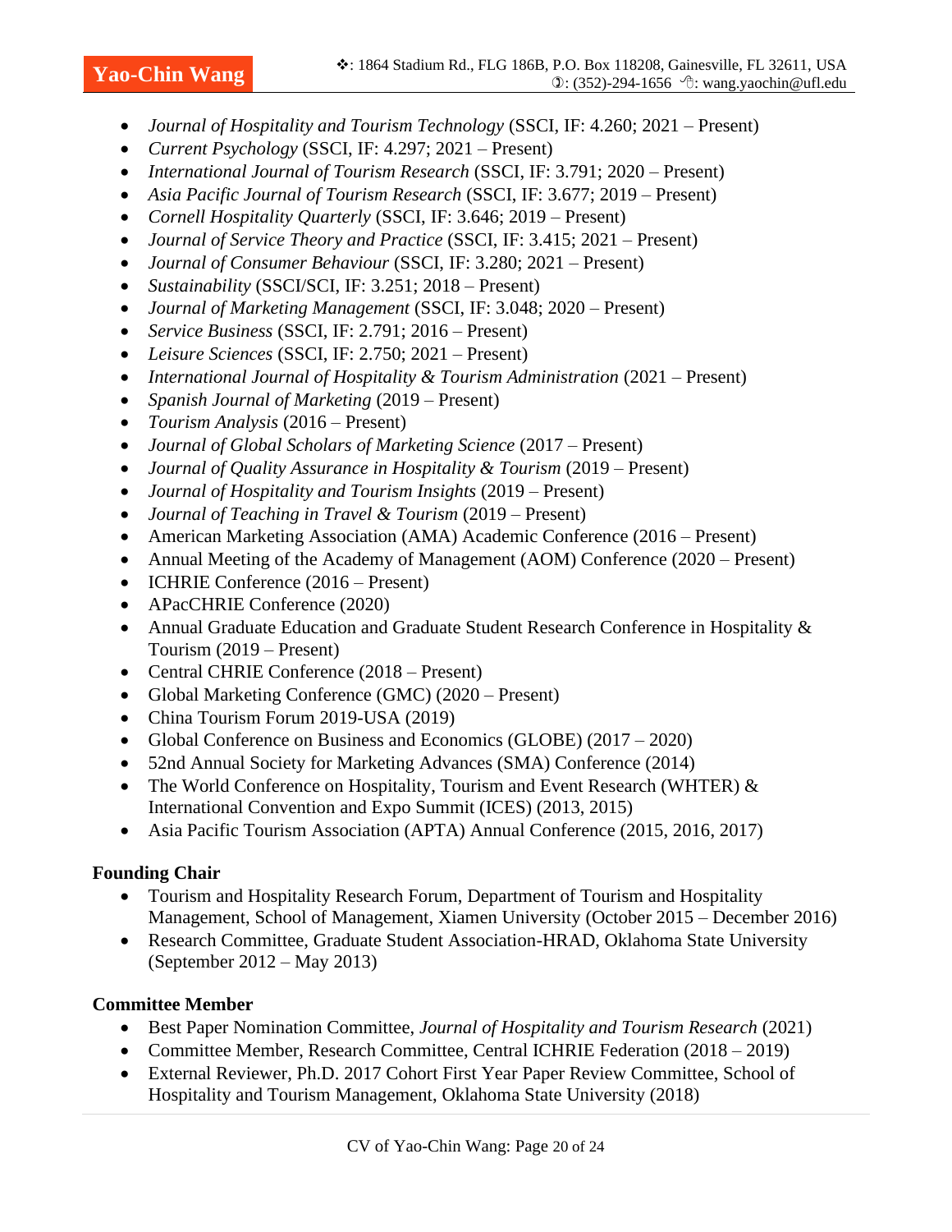- *Journal of Hospitality and Tourism Technology* (SSCI, IF: 4.260; 2021 – Present)
- *Current Psychology* (SSCI, IF: 4.297; 2021 – Present)
- *International Journal of Tourism Research* (SSCI, IF: 3.791; 2020 – Present)
- *Asia Pacific Journal of Tourism Research* (SSCI, IF: 3.677; 2019 – Present)
- *Cornell Hospitality Quarterly* (SSCI, IF: 3.646; 2019 – Present)
- *Journal of Service Theory and Practice* (SSCI, IF: 3.415; 2021 – Present)
- *Journal of Consumer Behaviour* (SSCI, IF: 3.280; 2021 – Present)
- *Sustainability* (SSCI/SCI, IF: 3.251; 2018 – Present)
- *Journal of Marketing Management* (SSCI, IF: 3.048; 2020 – Present)
- *Service Business* (SSCI, IF: 2.791; 2016 – Present)
- *Leisure Sciences* (SSCI, IF: 2.750; 2021 – Present)
- *International Journal of Hospitality & Tourism Administration* (2021 – Present)
- *Spanish Journal of Marketing* (2019 – Present)
- *Tourism Analysis* (2016 – Present)
- *Journal of Global Scholars of Marketing Science* (2017 – Present)
- *Journal of Quality Assurance in Hospitality & Tourism* (2019 – Present)
- *Journal of Hospitality and Tourism Insights* (2019 – Present)
- *Journal of Teaching in Travel & Tourism* (2019 – Present)
- American Marketing Association (AMA) Academic Conference (2016 – Present)
- Annual Meeting of the Academy of Management (AOM) Conference (2020 – Present)
- ICHRIE Conference (2016 – Present)
- APacCHRIE Conference (2020)
- Annual Graduate Education and Graduate Student Research Conference in Hospitality & Tourism (2019 – Present)
- Central CHRIE Conference (2018 – Present)
- Global Marketing Conference (GMC) (2020 – Present)
- China Tourism Forum 2019-USA (2019)
- Global Conference on Business and Economics (GLOBE) (2017 – 2020)
- 52nd Annual Society for Marketing Advances (SMA) Conference (2014)
- The World Conference on Hospitality, Tourism and Event Research (WHTER) & International Convention and Expo Summit (ICES) (2013, 2015)
- Asia Pacific Tourism Association (APTA) Annual Conference (2015, 2016, 2017)

**Founding Chair**

- Tourism and Hospitality Research Forum, Department of Tourism and Hospitality Management, School of Management, Xiamen University (October 2015 – December 2016)
- Research Committee, Graduate Student Association-HRAD, Oklahoma State University (September 2012 – May 2013)

**Committee Member**

- Best Paper Nomination Committee, *Journal of Hospitality and Tourism Research* (2021)
- Committee Member, Research Committee, Central ICHRIE Federation (2018 – 2019)
- External Reviewer, Ph.D. 2017 Cohort First Year Paper Review Committee, School of Hospitality and Tourism Management, Oklahoma State University (2018)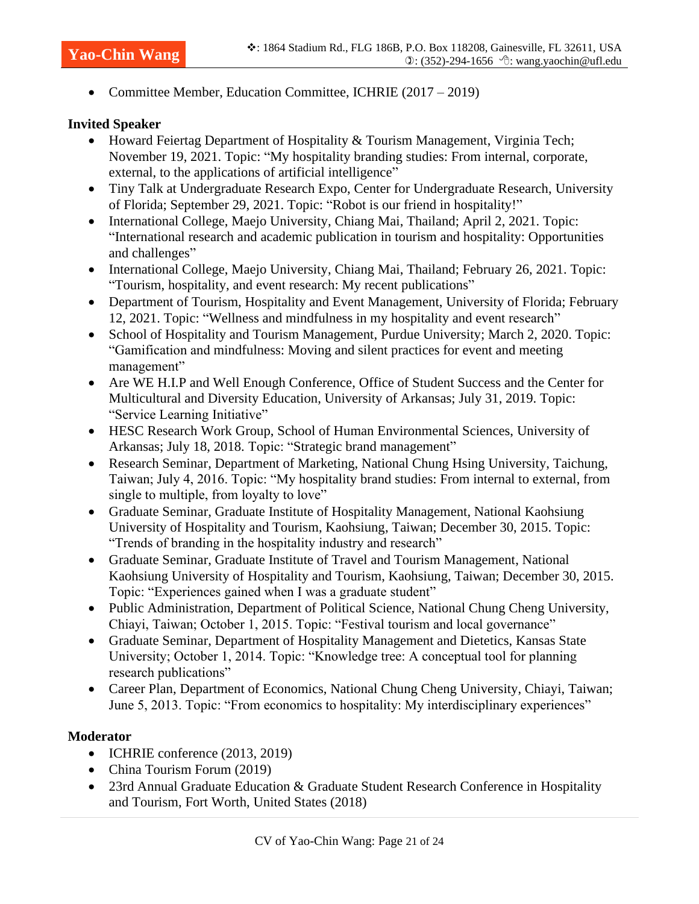- Committee Member, Education Committee, ICHRIE (2017 – 2019)

**Invited Speaker**

- Howard Feiertag Department of Hospitality & Tourism Management, Virginia Tech; November 19, 2021. Topic: "My hospitality branding studies: From internal, corporate, external, to the applications of artificial intelligence"
- Tiny Talk at Undergraduate Research Expo, Center for Undergraduate Research, University of Florida; September 29, 2021. Topic: "Robot is our friend in hospitality!"
- International College, Maejo University, Chiang Mai, Thailand; April 2, 2021. Topic: "International research and academic publication in tourism and hospitality: Opportunities and challenges"
- International College, Maejo University, Chiang Mai, Thailand; February 26, 2021. Topic: "Tourism, hospitality, and event research: My recent publications"
- Department of Tourism, Hospitality and Event Management, University of Florida; February 12, 2021. Topic: "Wellness and mindfulness in my hospitality and event research"
- School of Hospitality and Tourism Management, Purdue University; March 2, 2020. Topic: "Gamification and mindfulness: Moving and silent practices for event and meeting management"
- Are WE H.I.P and Well Enough Conference, Office of Student Success and the Center for Multicultural and Diversity Education, University of Arkansas; July 31, 2019. Topic: "Service Learning Initiative"
- HESC Research Work Group, School of Human Environmental Sciences, University of Arkansas; July 18, 2018. Topic: "Strategic brand management"
- Research Seminar, Department of Marketing, National Chung Hsing University, Taichung, Taiwan; July 4, 2016. Topic: "My hospitality brand studies: From internal to external, from single to multiple, from loyalty to love"
- Graduate Seminar, Graduate Institute of Hospitality Management, National Kaohsiung University of Hospitality and Tourism, Kaohsiung, Taiwan; December 30, 2015. Topic: "Trends of branding in the hospitality industry and research"
- Graduate Seminar, Graduate Institute of Travel and Tourism Management, National Kaohsiung University of Hospitality and Tourism, Kaohsiung, Taiwan; December 30, 2015. Topic: "Experiences gained when I was a graduate student"
- Public Administration, Department of Political Science, National Chung Cheng University, Chiayi, Taiwan; October 1, 2015. Topic: "Festival tourism and local governance"
- Graduate Seminar, Department of Hospitality Management and Dietetics, Kansas State University; October 1, 2014. Topic: "Knowledge tree: A conceptual tool for planning research publications"
- Career Plan, Department of Economics, National Chung Cheng University, Chiayi, Taiwan; June 5, 2013. Topic: "From economics to hospitality: My interdisciplinary experiences"

**Moderator**

- ICHRIE conference (2013, 2019)
- China Tourism Forum (2019)
- 23rd Annual Graduate Education & Graduate Student Research Conference in Hospitality and Tourism, Fort Worth, United States (2018)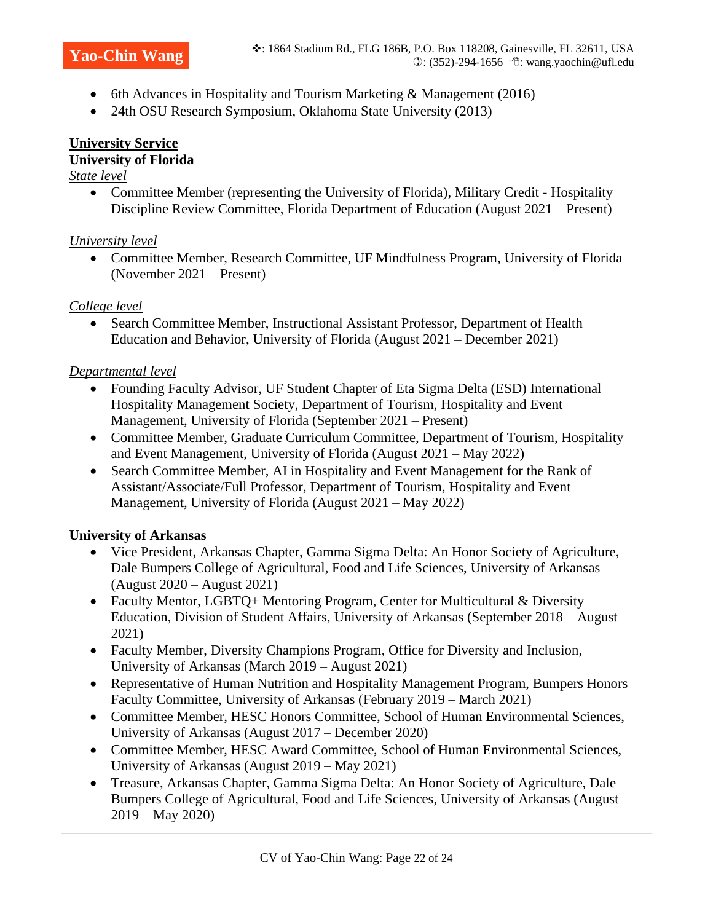- 6th Advances in Hospitality and Tourism Marketing & Management (2016)
- 24th OSU Research Symposium, Oklahoma State University (2013)

## University Service

### University of Florida

*State level*

- Committee Member (representing the University of Florida), Military Credit - Hospitality Discipline Review Committee, Florida Department of Education (August 2021 – Present)

*University level*

- Committee Member, Research Committee, UF Mindfulness Program, University of Florida (November 2021 – Present)

*College level*

- Search Committee Member, Instructional Assistant Professor, Department of Health Education and Behavior, University of Florida (August 2021 – December 2021)

*Departmental level*

- Founding Faculty Advisor, UF Student Chapter of Eta Sigma Delta (ESD) International Hospitality Management Society, Department of Tourism, Hospitality and Event Management, University of Florida (September 2021 – Present)
- Committee Member, Graduate Curriculum Committee, Department of Tourism, Hospitality and Event Management, University of Florida (August 2021 – May 2022)
- Search Committee Member, AI in Hospitality and Event Management for the Rank of Assistant/Associate/Full Professor, Department of Tourism, Hospitality and Event Management, University of Florida (August 2021 – May 2022)

### University of Arkansas

- Vice President, Arkansas Chapter, Gamma Sigma Delta: An Honor Society of Agriculture, Dale Bumpers College of Agricultural, Food and Life Sciences, University of Arkansas (August 2020 – August 2021)
- Faculty Mentor, LGBTQ+ Mentoring Program, Center for Multicultural & Diversity Education, Division of Student Affairs, University of Arkansas (September 2018 – August 2021)
- Faculty Member, Diversity Champions Program, Office for Diversity and Inclusion, University of Arkansas (March 2019 – August 2021)
- Representative of Human Nutrition and Hospitality Management Program, Bumpers Honors Faculty Committee, University of Arkansas (February 2019 – March 2021)
- Committee Member, HESC Honors Committee, School of Human Environmental Sciences, University of Arkansas (August 2017 – December 2020)
- Committee Member, HESC Award Committee, School of Human Environmental Sciences, University of Arkansas (August 2019 – May 2021)
- Treasure, Arkansas Chapter, Gamma Sigma Delta: An Honor Society of Agriculture, Dale Bumpers College of Agricultural, Food and Life Sciences, University of Arkansas (August 2019 – May 2020)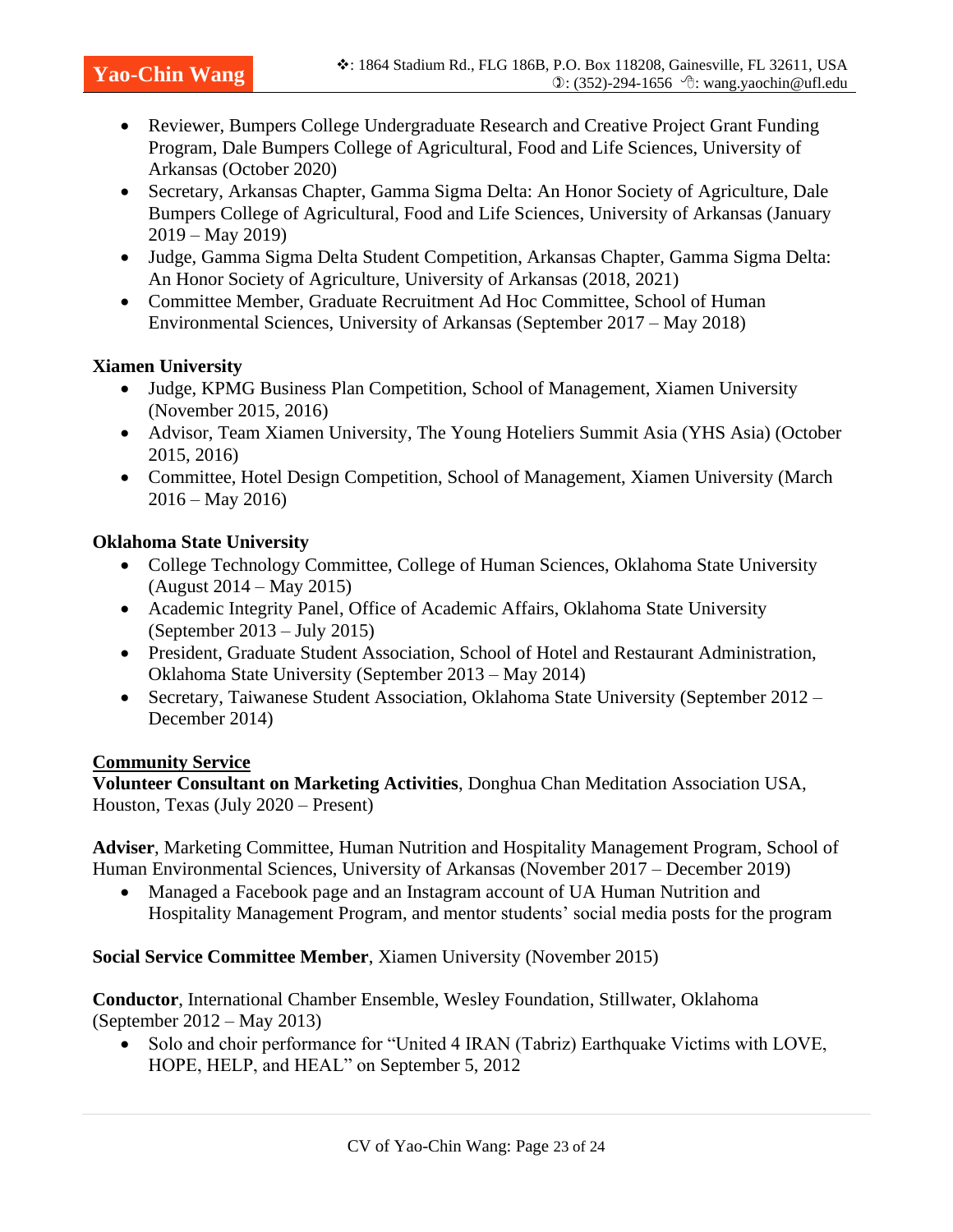- Reviewer, Bumpers College Undergraduate Research and Creative Project Grant Funding Program, Dale Bumpers College of Agricultural, Food and Life Sciences, University of Arkansas (October 2020)
- Secretary, Arkansas Chapter, Gamma Sigma Delta: An Honor Society of Agriculture, Dale Bumpers College of Agricultural, Food and Life Sciences, University of Arkansas (January 2019 – May 2019)
- Judge, Gamma Sigma Delta Student Competition, Arkansas Chapter, Gamma Sigma Delta: An Honor Society of Agriculture, University of Arkansas (2018, 2021)
- Committee Member, Graduate Recruitment Ad Hoc Committee, School of Human Environmental Sciences, University of Arkansas (September 2017 – May 2018)

**Xiamen University**

- Judge, KPMG Business Plan Competition, School of Management, Xiamen University (November 2015, 2016)
- Advisor, Team Xiamen University, The Young Hoteliers Summit Asia (YHS Asia) (October 2015, 2016)
- Committee, Hotel Design Competition, School of Management, Xiamen University (March 2016 – May 2016)

**Oklahoma State University**

- College Technology Committee, College of Human Sciences, Oklahoma State University (August 2014 – May 2015)
- Academic Integrity Panel, Office of Academic Affairs, Oklahoma State University (September 2013 – July 2015)
- President, Graduate Student Association, School of Hotel and Restaurant Administration, Oklahoma State University (September 2013 – May 2014)
- Secretary, Taiwanese Student Association, Oklahoma State University (September 2012 – December 2014)

**Community Service**

**Volunteer Consultant on Marketing Activities**, Donghua Chan Meditation Association USA, Houston, Texas (July 2020 – Present)

**Adviser**, Marketing Committee, Human Nutrition and Hospitality Management Program, School of Human Environmental Sciences, University of Arkansas (November 2017 – December 2019)

- Managed a Facebook page and an Instagram account of UA Human Nutrition and Hospitality Management Program, and mentor students' social media posts for the program

**Social Service Committee Member**, Xiamen University (November 2015)

**Conductor**, International Chamber Ensemble, Wesley Foundation, Stillwater, Oklahoma (September 2012 – May 2013)

- Solo and choir performance for "United 4 IRAN (Tabriz) Earthquake Victims with LOVE, HOPE, HELP, and HEAL" on September 5, 2012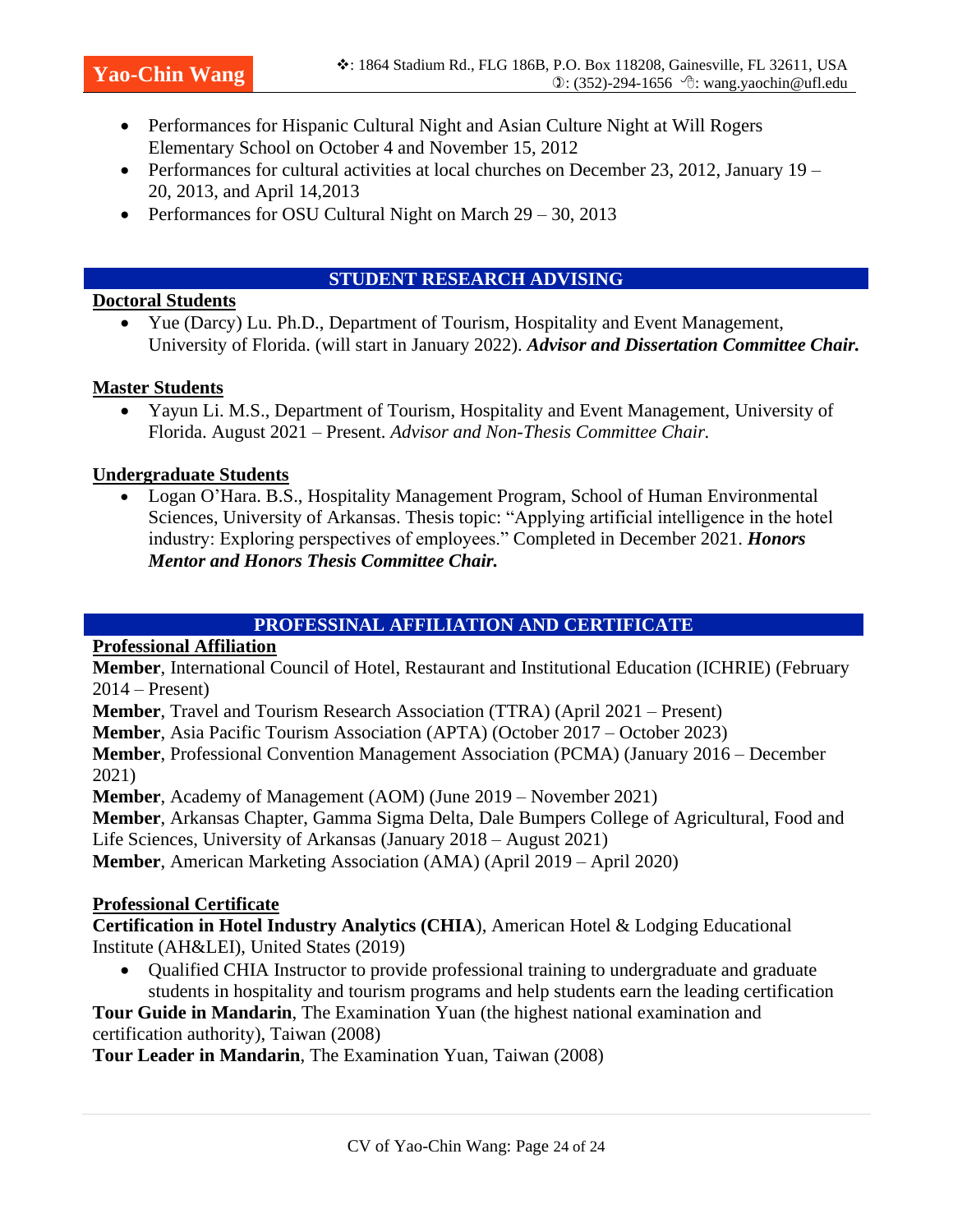- Performances for Hispanic Cultural Night and Asian Culture Night at Will Rogers Elementary School on October 4 and November 15, 2012
- Performances for cultural activities at local churches on December 23, 2012, January 19 – 20, 2013, and April 14,2013
- Performances for OSU Cultural Night on March 29 – 30, 2013

## STUDENT RESEARCH ADVISING

**Doctoral Students**

- Yue (Darcy) Lu. Ph.D., Department of Tourism, Hospitality and Event Management, University of Florida. (will start in January 2022). ***Advisor and Dissertation Committee Chair.***

**Master Students**

- Yayun Li. M.S., Department of Tourism, Hospitality and Event Management, University of Florida. August 2021 – Present. *Advisor and Non-Thesis Committee Chair.*

**Undergraduate Students**

- Logan O'Hara. B.S., Hospitality Management Program, School of Human Environmental Sciences, University of Arkansas. Thesis topic: "Applying artificial intelligence in the hotel industry: Exploring perspectives of employees." Completed in December 2021. ***Honors Mentor and Honors Thesis Committee Chair.***

## PROFESSINAL AFFILIATION AND CERTIFICATE

**Professional Affiliation**

**Member**, International Council of Hotel, Restaurant and Institutional Education (ICHRIE) (February 2014 – Present)

**Member**, Travel and Tourism Research Association (TTRA) (April 2021 – Present)

**Member**, Asia Pacific Tourism Association (APTA) (October 2017 – October 2023)

**Member**, Professional Convention Management Association (PCMA) (January 2016 – December 2021)

**Member**, Academy of Management (AOM) (June 2019 – November 2021)

**Member**, Arkansas Chapter, Gamma Sigma Delta, Dale Bumpers College of Agricultural, Food and Life Sciences, University of Arkansas (January 2018 – August 2021)

**Member**, American Marketing Association (AMA) (April 2019 – April 2020)

**Professional Certificate**

**Certification in Hotel Industry Analytics (CHIA**), American Hotel & Lodging Educational Institute (AH&LEI), United States (2019)

- Qualified CHIA Instructor to provide professional training to undergraduate and graduate students in hospitality and tourism programs and help students earn the leading certification

**Tour Guide in Mandarin**, The Examination Yuan (the highest national examination and certification authority), Taiwan (2008)

**Tour Leader in Mandarin**, The Examination Yuan, Taiwan (2008)